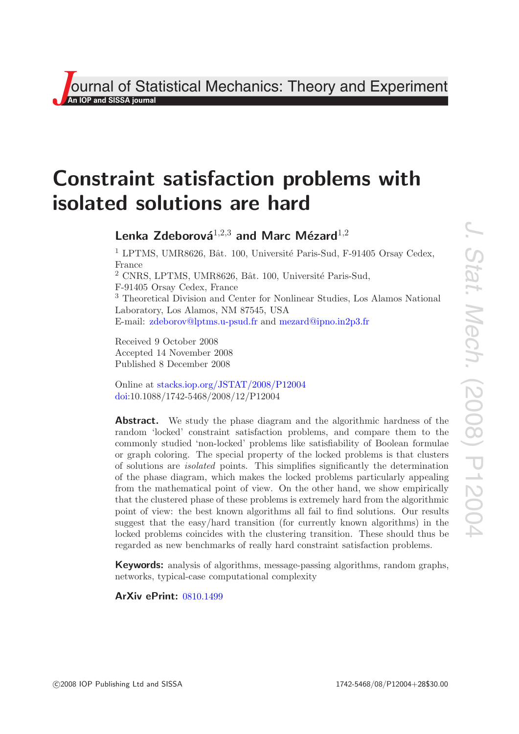# Constraint satisfaction problems with isolated solutions are hard

**Lenka Zdeborová[1,2,3] and Marc Mézard[1,2]**

[1] LPTMS, UMR8626, Bât. 100, Université Paris-Sud, F-91405 Orsay Cedex, France

[2] CNRS, LPTMS, UMR8626, Bât. 100, Université Paris-Sud, F-91405 Orsay Cedex, France

[3] Theoretical Division and Center for Nonlinear Studies, Los Alamos National Laboratory, Los Alamos, NM 87545, USA

E-mail: zdeborov@lptms.u-psud.fr and mezard@ipno.in2p3.fr

Received 9 October 2008
Accepted 14 November 2008
Published 8 December 2008

Online at stacks.iop.org/JSTAT/2008/P12004
doi:10.1088/1742-5468/2008/12/P12004

**Abstract.** We study the phase diagram and the algorithmic hardness of the random 'locked' constraint satisfaction problems, and compare them to the commonly studied 'non-locked' problems like satisfiability of Boolean formulae or graph coloring. The special property of the locked problems is that clusters of solutions are *isolated* points. This simplifies significantly the determination of the phase diagram, which makes the locked problems particularly appealing from the mathematical point of view. On the other hand, we show empirically that the clustered phase of these problems is extremely hard from the algorithmic point of view: the best known algorithms all fail to find solutions. Our results suggest that the easy/hard transition (for currently known algorithms) in the locked problems coincides with the clustering transition. These should thus be regarded as new benchmarks of really hard constraint satisfaction problems.

**Keywords:** analysis of algorithms, message-passing algorithms, random graphs, networks, typical-case computational complexity

**ArXiv ePrint:** 0810.1499

©2008 IOP Publishing Ltd and SISSA 1742-5468/08/P12004+28$30.00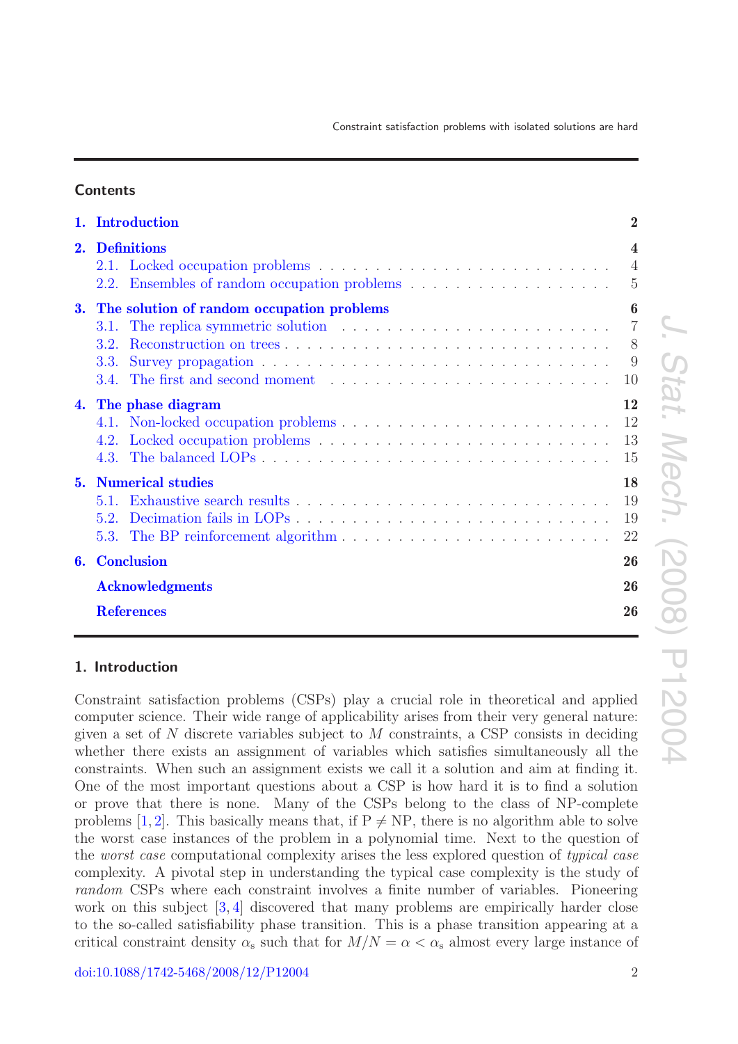## Contents

| | | |
|---|---|---|
| **1.** | **Introduction** | **2** |
| **2.** | **Definitions** | **4** |
| | 2.1. Locked occupation problems | 4 |
| | 2.2. Ensembles of random occupation problems | 5 |
| **3.** | **The solution of random occupation problems** | **6** |
| | 3.1. The replica symmetric solution | 7 |
| | 3.2. Reconstruction on trees | 8 |
| | 3.3. Survey propagation | 9 |
| | 3.4. The first and second moment | 10 |
| **4.** | **The phase diagram** | **12** |
| | 4.1. Non-locked occupation problems | 12 |
| | 4.2. Locked occupation problems | 13 |
| | 4.3. The balanced LOPs | 15 |
| **5.** | **Numerical studies** | **18** |
| | 5.1. Exhaustive search results | 19 |
| | 5.2. Decimation fails in LOPs | 19 |
| | 5.3. The BP reinforcement algorithm | 22 |
| **6.** | **Conclusion** | **26** |
| | **Acknowledgments** | **26** |
| | **References** | **26** |

## 1. Introduction

Constraint satisfaction problems (CSPs) play a crucial role in theoretical and applied computer science. Their wide range of applicability arises from their very general nature: given a set of $N$ discrete variables subject to $M$ constraints, a CSP consists in deciding whether there exists an assignment of variables which satisfies simultaneously all the constraints. When such an assignment exists we call it a solution and aim at finding it. One of the most important questions about a CSP is how hard it is to find a solution or prove that there is none. Many of the CSPs belong to the class of NP-complete problems [1, 2]. This basically means that, if $\mathrm{P} \neq \mathrm{NP}$, there is no algorithm able to solve the worst case instances of the problem in a polynomial time. Next to the question of the *worst case* computational complexity arises the less explored question of *typical case* complexity. A pivotal step in understanding the typical case complexity is the study of *random* CSPs where each constraint involves a finite number of variables. Pioneering work on this subject [3, 4] discovered that many problems are empirically harder close to the so-called satisfiability phase transition. This is a phase transition appearing at a critical constraint density $\alpha_\mathrm{s}$ such that for $M/N = \alpha < \alpha_\mathrm{s}$ almost every large instance of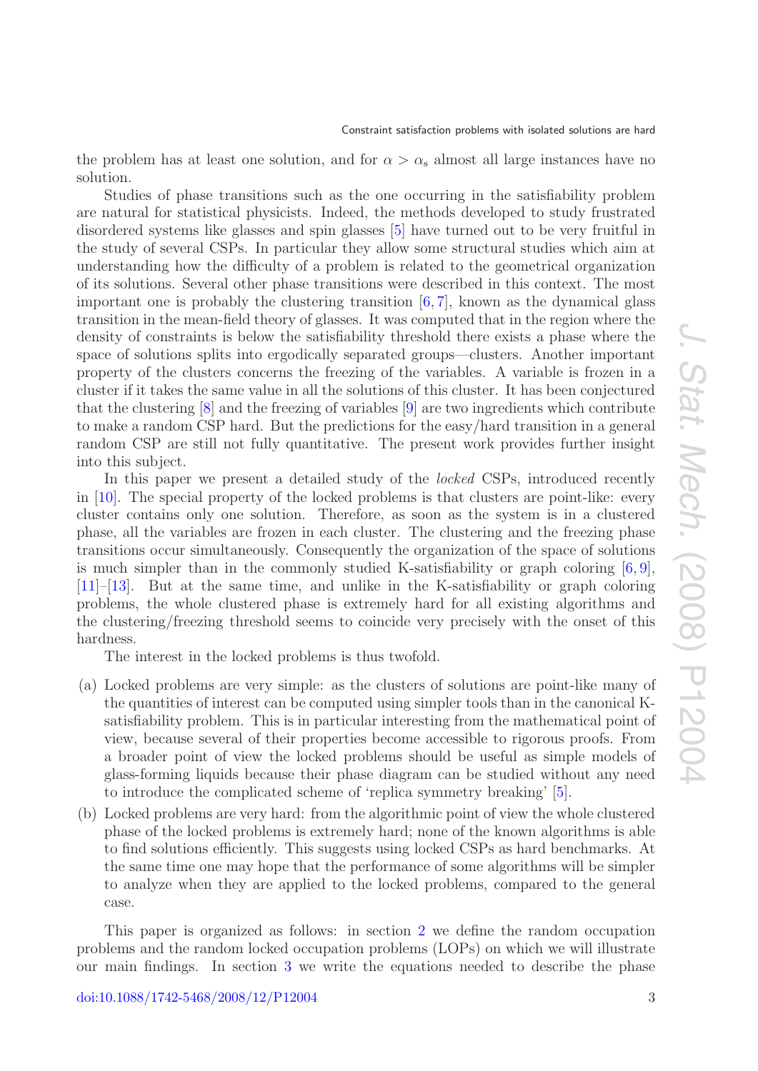the problem has at least one solution, and for $\alpha > \alpha_s$ almost all large instances have no solution.

Studies of phase transitions such as the one occurring in the satisfiability problem are natural for statistical physicists. Indeed, the methods developed to study frustrated disordered systems like glasses and spin glasses [5] have turned out to be very fruitful in the study of several CSPs. In particular they allow some structural studies which aim at understanding how the difficulty of a problem is related to the geometrical organization of its solutions. Several other phase transitions were described in this context. The most important one is probably the clustering transition [6, 7], known as the dynamical glass transition in the mean-field theory of glasses. It was computed that in the region where the density of constraints is below the satisfiability threshold there exists a phase where the space of solutions splits into ergodically separated groups—clusters. Another important property of the clusters concerns the freezing of the variables. A variable is frozen in a cluster if it takes the same value in all the solutions of this cluster. It has been conjectured that the clustering [8] and the freezing of variables [9] are two ingredients which contribute to make a random CSP hard. But the predictions for the easy/hard transition in a general random CSP are still not fully quantitative. The present work provides further insight into this subject.

In this paper we present a detailed study of the *locked* CSPs, introduced recently in [10]. The special property of the locked problems is that clusters are point-like: every cluster contains only one solution. Therefore, as soon as the system is in a clustered phase, all the variables are frozen in each cluster. The clustering and the freezing phase transitions occur simultaneously. Consequently the organization of the space of solutions is much simpler than in the commonly studied K-satisfiability or graph coloring [6, 9], [11]–[13]. But at the same time, and unlike in the K-satisfiability or graph coloring problems, the whole clustered phase is extremely hard for all existing algorithms and the clustering/freezing threshold seems to coincide very precisely with the onset of this hardness.

The interest in the locked problems is thus twofold.

(a) Locked problems are very simple: as the clusters of solutions are point-like many of the quantities of interest can be computed using simpler tools than in the canonical K-satisfiability problem. This is in particular interesting from the mathematical point of view, because several of their properties become accessible to rigorous proofs. From a broader point of view the locked problems should be useful as simple models of glass-forming liquids because their phase diagram can be studied without any need to introduce the complicated scheme of 'replica symmetry breaking' [5].

(b) Locked problems are very hard: from the algorithmic point of view the whole clustered phase of the locked problems is extremely hard; none of the known algorithms is able to find solutions efficiently. This suggests using locked CSPs as hard benchmarks. At the same time one may hope that the performance of some algorithms will be simpler to analyze when they are applied to the locked problems, compared to the general case.

This paper is organized as follows: in section 2 we define the random occupation problems and the random locked occupation problems (LOPs) on which we will illustrate our main findings. In section 3 we write the equations needed to describe the phase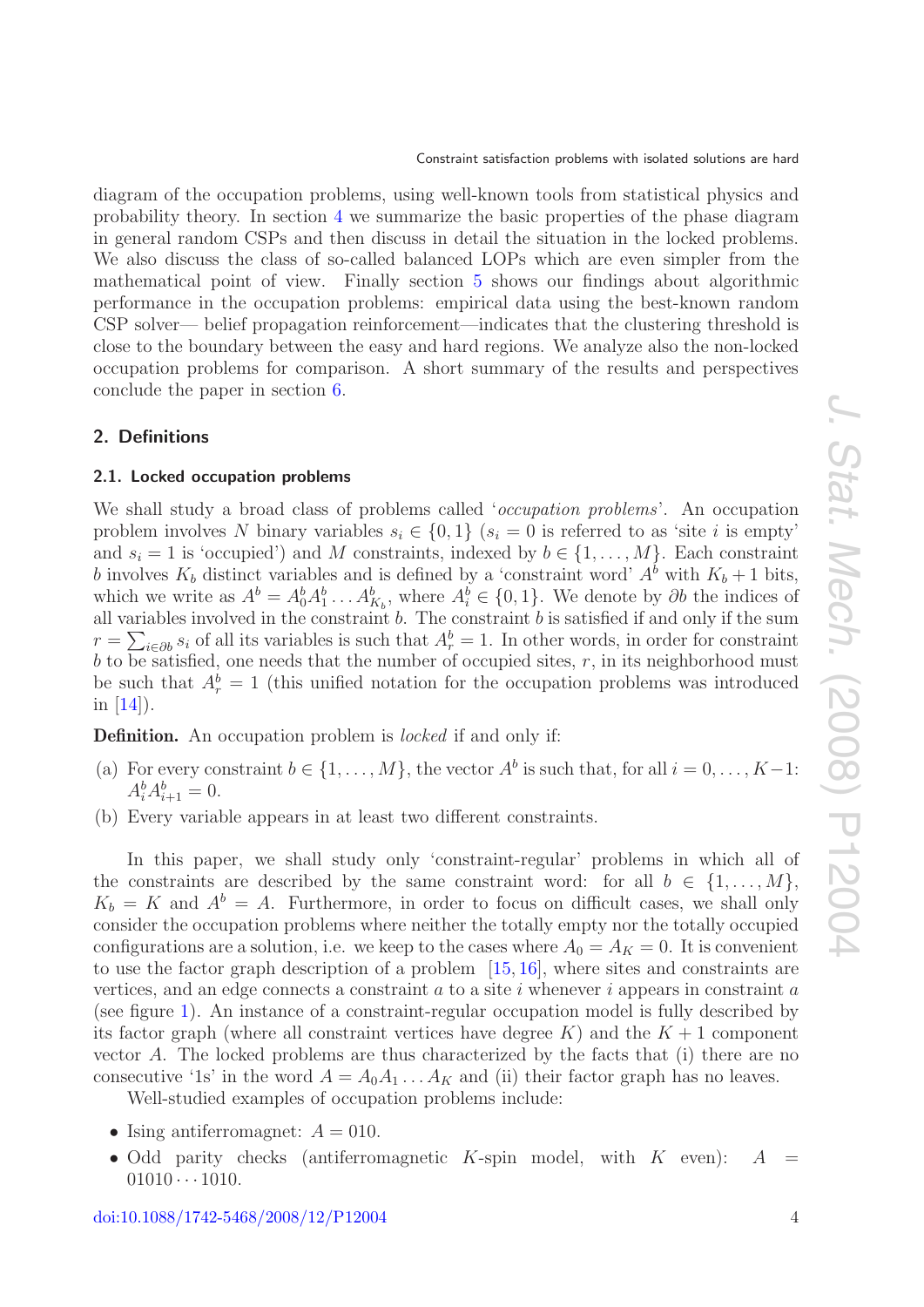diagram of the occupation problems, using well-known tools from statistical physics and probability theory. In section 4 we summarize the basic properties of the phase diagram in general random CSPs and then discuss in detail the situation in the locked problems. We also discuss the class of so-called balanced LOPs which are even simpler from the mathematical point of view. Finally section 5 shows our findings about algorithmic performance in the occupation problems: empirical data using the best-known random CSP solver— belief propagation reinforcement—indicates that the clustering threshold is close to the boundary between the easy and hard regions. We analyze also the non-locked occupation problems for comparison. A short summary of the results and perspectives conclude the paper in section 6.

## 2. Definitions

### 2.1. Locked occupation problems

We shall study a broad class of problems called '*occupation problems*'. An occupation problem involves $N$ binary variables $s_i \in \{0, 1\}$ ($s_i = 0$ is referred to as 'site $i$ is empty' and $s_i = 1$ is 'occupied') and $M$ constraints, indexed by $b \in \{1, \ldots, M\}$. Each constraint $b$ involves $K_b$ distinct variables and is defined by a 'constraint word' $A^b$ with $K_b + 1$ bits, which we write as $A^b = A^b_0 A^b_1 \ldots A^b_{K_b}$, where $A^b_i \in \{0, 1\}$. We denote by $\partial b$ the indices of all variables involved in the constraint $b$. The constraint $b$ is satisfied if and only if the sum $r = \sum_{i \in \partial b} s_i$ of all its variables is such that $A^b_r = 1$. In other words, in order for constraint $b$ to be satisfied, one needs that the number of occupied sites, $r$, in its neighborhood must be such that $A^b_r = 1$ (this unified notation for the occupation problems was introduced in [14]).

**Definition.** An occupation problem is *locked* if and only if:

- (a) For every constraint $b \in \{1, \ldots, M\}$, the vector $A^b$ is such that, for all $i = 0, \ldots, K-1$: $A^b_i A^b_{i+1} = 0$.
- (b) Every variable appears in at least two different constraints.

In this paper, we shall study only 'constraint-regular' problems in which all of the constraints are described by the same constraint word: for all $b \in \{1, \ldots, M\}$, $K_b = K$ and $A^b = A$. Furthermore, in order to focus on difficult cases, we shall only consider the occupation problems where neither the totally empty nor the totally occupied configurations are a solution, i.e. we keep to the cases where $A_0 = A_K = 0$. It is convenient to use the factor graph description of a problem [15, 16], where sites and constraints are vertices, and an edge connects a constraint $a$ to a site $i$ whenever $i$ appears in constraint $a$ (see figure 1). An instance of a constraint-regular occupation model is fully described by its factor graph (where all constraint vertices have degree $K$) and the $K + 1$ component vector $A$. The locked problems are thus characterized by the facts that (i) there are no consecutive '1s' in the word $A = A_0 A_1 \ldots A_K$ and (ii) their factor graph has no leaves.

Well-studied examples of occupation problems include:

- Ising antiferromagnet: $A = 010$.
- Odd parity checks (antiferromagnetic $K$-spin model, with $K$ even): $A = 01010 \cdots 1010$.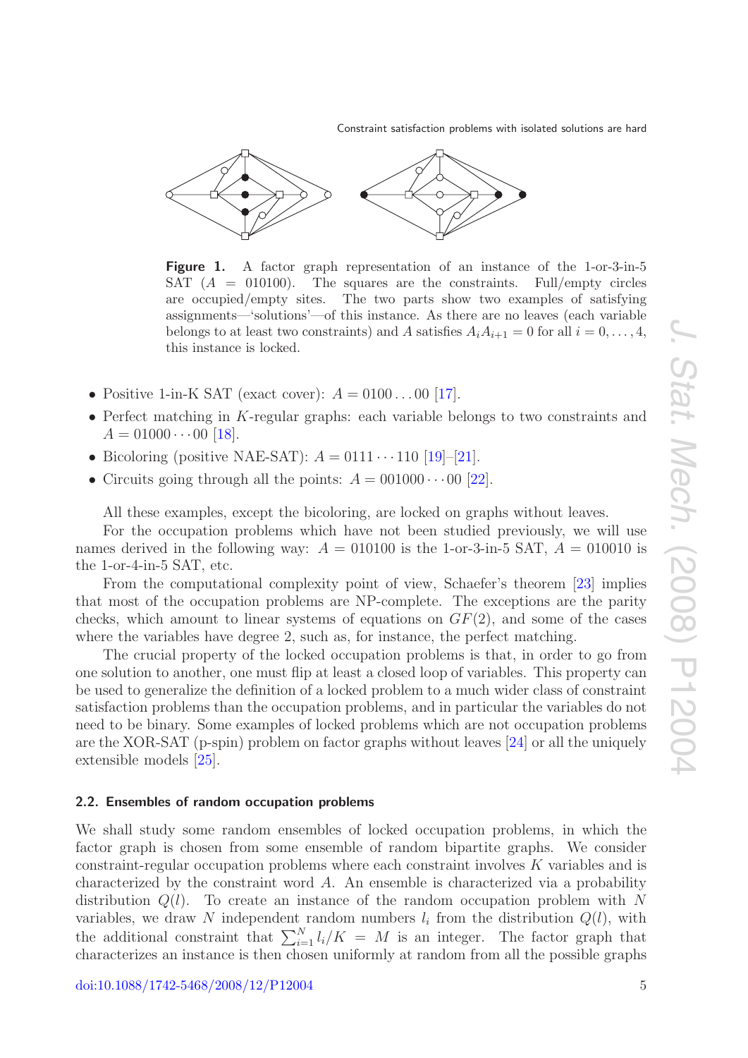**Figure 1.** A factor graph representation of an instance of the 1-or-3-in-5 SAT ($A = 010100$). The squares are the constraints. Full/empty circles are occupied/empty sites. The two parts show two examples of satisfying assignments—'solutions'—of this instance. As there are no leaves (each variable belongs to at least two constraints) and $A$ satisfies $A_i A_{i+1} = 0$ for all $i = 0, \ldots, 4$, this instance is locked.

- Positive 1-in-K SAT (exact cover): $A = 0100\ldots00$ [17].
- Perfect matching in $K$-regular graphs: each variable belongs to two constraints and $A = 01000\cdots00$ [18].
- Bicoloring (positive NAE-SAT): $A = 0111\cdots110$ [19]–[21].
- Circuits going through all the points: $A = 001000\cdots00$ [22].

All these examples, except the bicoloring, are locked on graphs without leaves.

For the occupation problems which have not been studied previously, we will use names derived in the following way: $A = 010100$ is the 1-or-3-in-5 SAT, $A = 010010$ is the 1-or-4-in-5 SAT, etc.

From the computational complexity point of view, Schaefer's theorem [23] implies that most of the occupation problems are NP-complete. The exceptions are the parity checks, which amount to linear systems of equations on $GF(2)$, and some of the cases where the variables have degree 2, such as, for instance, the perfect matching.

The crucial property of the locked occupation problems is that, in order to go from one solution to another, one must flip at least a closed loop of variables. This property can be used to generalize the definition of a locked problem to a much wider class of constraint satisfaction problems than the occupation problems, and in particular the variables do not need to be binary. Some examples of locked problems which are not occupation problems are the XOR-SAT (p-spin) problem on factor graphs without leaves [24] or all the uniquely extensible models [25].

### 2.2. Ensembles of random occupation problems

We shall study some random ensembles of locked occupation problems, in which the factor graph is chosen from some ensemble of random bipartite graphs. We consider constraint-regular occupation problems where each constraint involves $K$ variables and is characterized by the constraint word $A$. An ensemble is characterized via a probability distribution $Q(l)$. To create an instance of the random occupation problem with $N$ variables, we draw $N$ independent random numbers $l_i$ from the distribution $Q(l)$, with the additional constraint that $\sum_{i=1}^{N} l_i/K = M$ is an integer. The factor graph that characterizes an instance is then chosen uniformly at random from all the possible graphs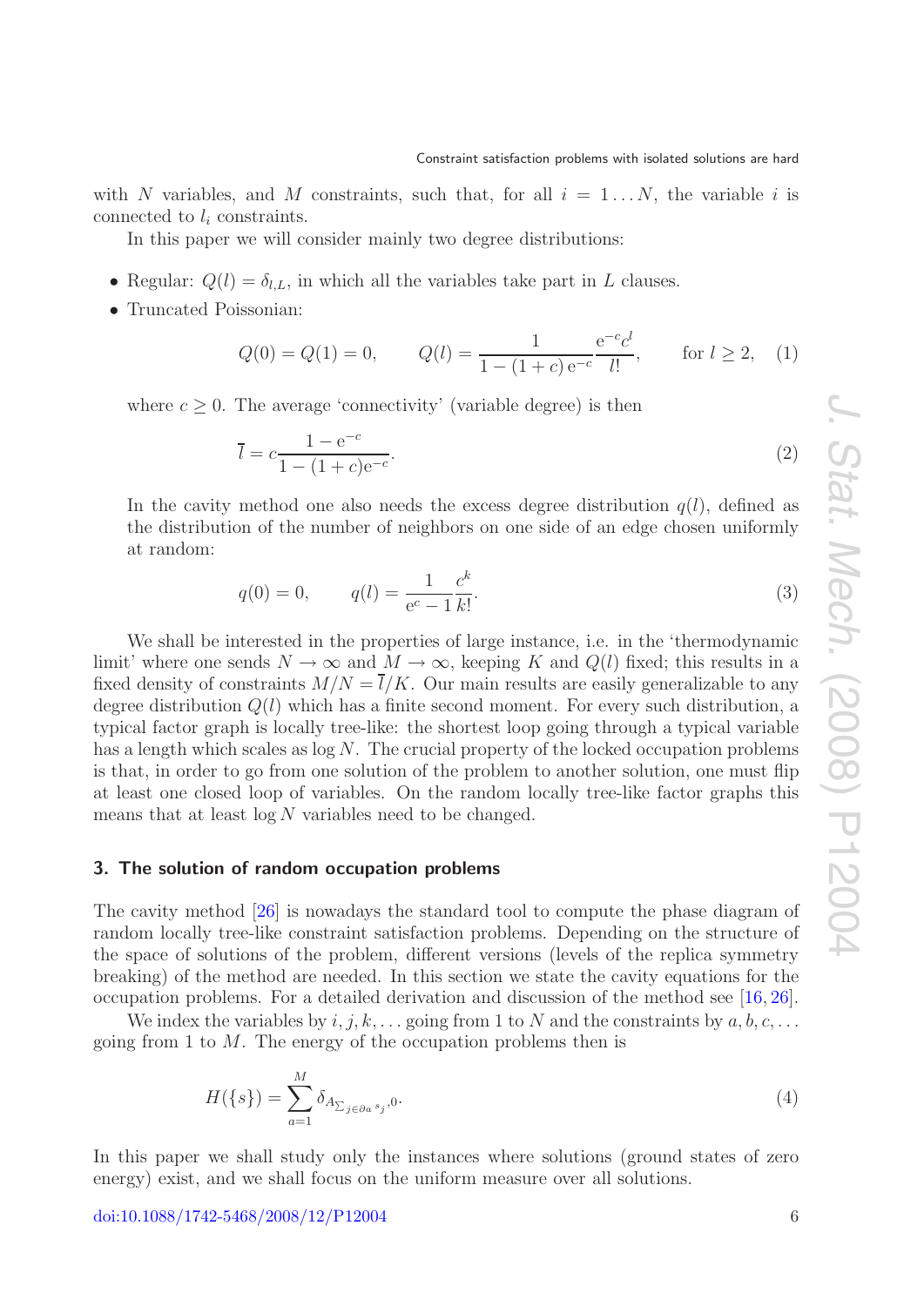with $N$ variables, and $M$ constraints, such that, for all $i = 1 \ldots N$, the variable $i$ is connected to $l_i$ constraints.

In this paper we will consider mainly two degree distributions:

- Regular: $Q(l) = \delta_{l,L}$, in which all the variables take part in $L$ clauses.
- Truncated Poissonian:

$$Q(0) = Q(1) = 0, \qquad Q(l) = \frac{1}{1-(1+c)\,\mathrm{e}^{-c}} \frac{\mathrm{e}^{-c} c^l}{l!}, \qquad \text{for } l \geq 2, \tag{1}$$

where $c \geq 0$. The average 'connectivity' (variable degree) is then

$$\overline{l} = c \frac{1-\mathrm{e}^{-c}}{1-(1+c)\mathrm{e}^{-c}}. \tag{2}$$

In the cavity method one also needs the excess degree distribution $q(l)$, defined as the distribution of the number of neighbors on one side of an edge chosen uniformly at random:

$$q(0) = 0, \qquad q(l) = \frac{1}{\mathrm{e}^c - 1} \frac{c^k}{k!}. \tag{3}$$

We shall be interested in the properties of large instance, i.e. in the 'thermodynamic limit' where one sends $N \to \infty$ and $M \to \infty$, keeping $K$ and $Q(l)$ fixed; this results in a fixed density of constraints $M/N = \overline{l}/K$. Our main results are easily generalizable to any degree distribution $Q(l)$ which has a finite second moment. For every such distribution, a typical factor graph is locally tree-like: the shortest loop going through a typical variable has a length which scales as $\log N$. The crucial property of the locked occupation problems is that, in order to go from one solution of the problem to another solution, one must flip at least one closed loop of variables. On the random locally tree-like factor graphs this means that at least $\log N$ variables need to be changed.

## 3. The solution of random occupation problems

The cavity method [26] is nowadays the standard tool to compute the phase diagram of random locally tree-like constraint satisfaction problems. Depending on the structure of the space of solutions of the problem, different versions (levels of the replica symmetry breaking) of the method are needed. In this section we state the cavity equations for the occupation problems. For a detailed derivation and discussion of the method see [16, 26].

We index the variables by $i, j, k, \ldots$ going from 1 to $N$ and the constraints by $a, b, c, \ldots$ going from 1 to $M$. The energy of the occupation problems then is

$$H(\{s\}) = \sum_{a=1}^{M} \delta_{A_{\sum_{j\in\partial a} s_j},0}. \tag{4}$$

In this paper we shall study only the instances where solutions (ground states of zero energy) exist, and we shall focus on the uniform measure over all solutions.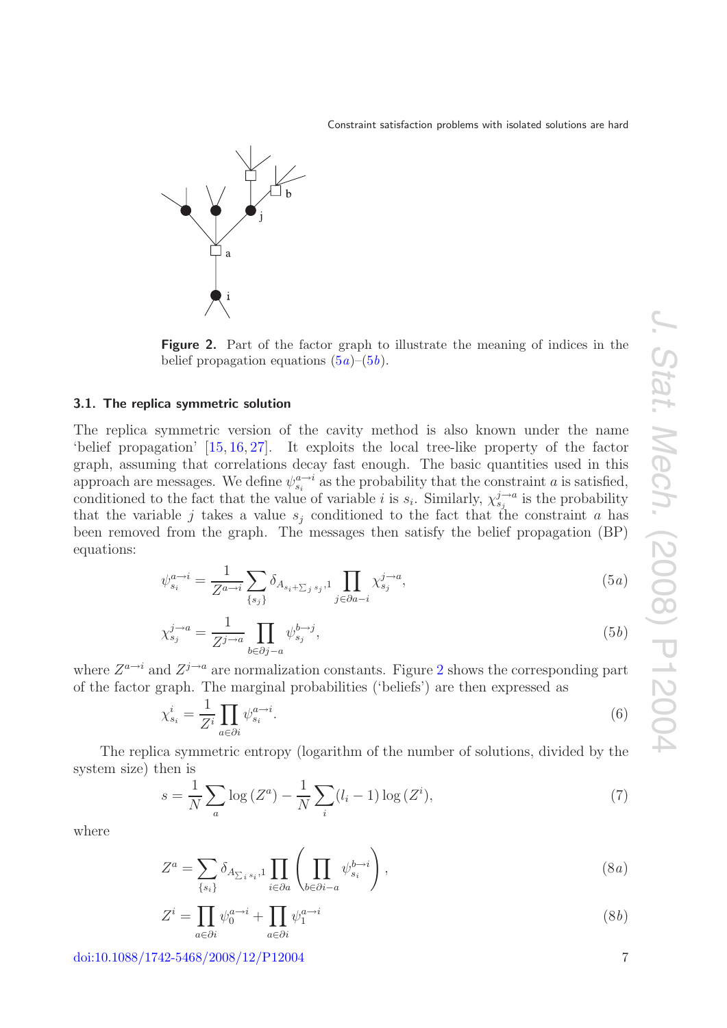**Figure 2.** Part of the factor graph to illustrate the meaning of indices in the belief propagation equations (5*a*)–(5*b*).

### 3.1. The replica symmetric solution

The replica symmetric version of the cavity method is also known under the name 'belief propagation' [15, 16, 27]. It exploits the local tree-like property of the factor graph, assuming that correlations decay fast enough. The basic quantities used in this approach are messages. We define $\psi^{a\to i}_{s_i}$ as the probability that the constraint $a$ is satisfied, conditioned to the fact that the value of variable $i$ is $s_i$. Similarly, $\chi^{j\to a}_{s_j}$ is the probability that the variable $j$ takes a value $s_j$ conditioned to the fact that the constraint $a$ has been removed from the graph. The messages then satisfy the belief propagation (BP) equations:

$$\psi^{a\to i}_{s_i} = \frac{1}{Z^{a\to i}} \sum_{\{s_j\}} \delta_{A_{s_i+\sum_j s_j},1} \prod_{j\in\partial a - i} \chi^{j\to a}_{s_j}, \tag{5a}$$

$$\chi^{j\to a}_{s_j} = \frac{1}{Z^{j\to a}} \prod_{b\in\partial j - a} \psi^{b\to j}_{s_j}, \tag{5b}$$

where $Z^{a\to i}$ and $Z^{j\to a}$ are normalization constants. Figure 2 shows the corresponding part of the factor graph. The marginal probabilities ('beliefs') are then expressed as

$$\chi^{i}_{s_i} = \frac{1}{Z^{i}} \prod_{a\in\partial i} \psi^{a\to i}_{s_i}. \tag{6}$$

The replica symmetric entropy (logarithm of the number of solutions, divided by the system size) then is

$$s = \frac{1}{N}\sum_a \log\left(Z^a\right) - \frac{1}{N}\sum_i (l_i - 1)\log\left(Z^i\right), \tag{7}$$

where

$$Z^a = \sum_{\{s_i\}} \delta_{A_{\sum_i s_i},1} \prod_{i\in\partial a}\left(\prod_{b\in\partial i - a} \psi^{b\to i}_{s_i}\right), \tag{8a}$$

$$Z^i = \prod_{a\in\partial i} \psi^{a\to i}_0 + \prod_{a\in\partial i} \psi^{a\to i}_1 \tag{8b}$$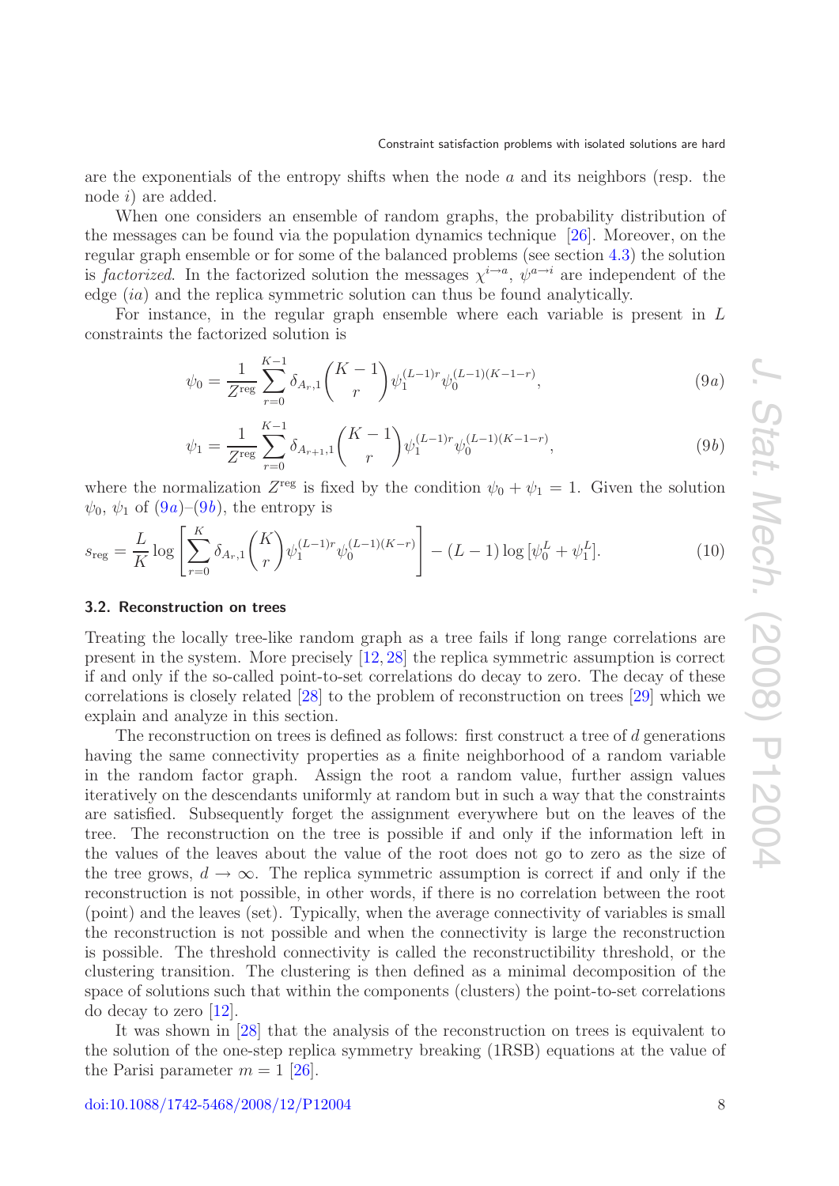are the exponentials of the entropy shifts when the node $a$ and its neighbors (resp. the node $i$) are added.

When one considers an ensemble of random graphs, the probability distribution of the messages can be found via the population dynamics technique [26]. Moreover, on the regular graph ensemble or for some of the balanced problems (see section 4.3) the solution is *factorized*. In the factorized solution the messages $\chi^{i\to a}$, $\psi^{a\to i}$ are independent of the edge $(ia)$ and the replica symmetric solution can thus be found analytically.

For instance, in the regular graph ensemble where each variable is present in $L$ constraints the factorized solution is

$$\psi_0 = \frac{1}{Z^{\rm reg}} \sum_{r=0}^{K-1} \delta_{A_r,1} \binom{K-1}{r} \psi_1^{(L-1)r} \psi_0^{(L-1)(K-1-r)}, \tag{9a}$$

$$\psi_1 = \frac{1}{Z^{\rm reg}} \sum_{r=0}^{K-1} \delta_{A_{r+1},1} \binom{K-1}{r} \psi_1^{(L-1)r} \psi_0^{(L-1)(K-1-r)}, \tag{9b}$$

where the normalization $Z^{\rm reg}$ is fixed by the condition $\psi_0 + \psi_1 = 1$. Given the solution $\psi_0$, $\psi_1$ of (9a)–(9b), the entropy is

$$s_{\rm reg} = \frac{L}{K} \log\left[ \sum_{r=0}^{K} \delta_{A_r,1} \binom{K}{r} \psi_1^{(L-1)r} \psi_0^{(L-1)(K-r)} \right] - (L-1)\log\left[\psi_0^L + \psi_1^L\right]. \tag{10}$$

### 3.2. Reconstruction on trees

Treating the locally tree-like random graph as a tree fails if long range correlations are present in the system. More precisely [12, 28] the replica symmetric assumption is correct if and only if the so-called point-to-set correlations do decay to zero. The decay of these correlations is closely related [28] to the problem of reconstruction on trees [29] which we explain and analyze in this section.

The reconstruction on trees is defined as follows: first construct a tree of $d$ generations having the same connectivity properties as a finite neighborhood of a random variable in the random factor graph. Assign the root a random value, further assign values iteratively on the descendants uniformly at random but in such a way that the constraints are satisfied. Subsequently forget the assignment everywhere but on the leaves of the tree. The reconstruction on the tree is possible if and only if the information left in the values of the leaves about the value of the root does not go to zero as the size of the tree grows, $d \to \infty$. The replica symmetric assumption is correct if and only if the reconstruction is not possible, in other words, if there is no correlation between the root (point) and the leaves (set). Typically, when the average connectivity of variables is small the reconstruction is not possible and when the connectivity is large the reconstruction is possible. The threshold connectivity is called the reconstructibility threshold, or the clustering transition. The clustering is then defined as a minimal decomposition of the space of solutions such that within the components (clusters) the point-to-set correlations do decay to zero [12].

It was shown in [28] that the analysis of the reconstruction on trees is equivalent to the solution of the one-step replica symmetry breaking (1RSB) equations at the value of the Parisi parameter $m = 1$ [26].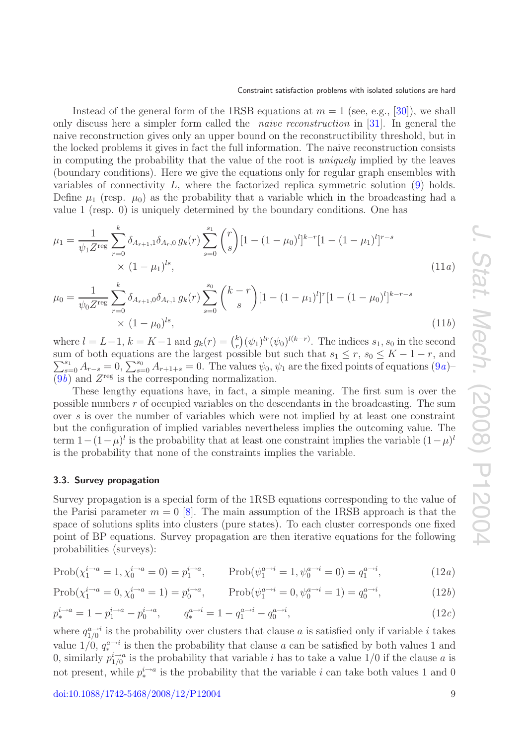Instead of the general form of the 1RSB equations at $m = 1$ (see, e.g., [30]), we shall only discuss here a simpler form called the *naive reconstruction* in [31]. In general the naive reconstruction gives only an upper bound on the reconstructibility threshold, but in the locked problems it gives in fact the full information. The naive reconstruction consists in computing the probability that the value of the root is *uniquely* implied by the leaves (boundary conditions). Here we give the equations only for regular graph ensembles with variables of connectivity $L$, where the factorized replica symmetric solution (9) holds. Define $\mu_1$ (resp. $\mu_0$) as the probability that a variable which in the broadcasting had a value 1 (resp. 0) is uniquely determined by the boundary conditions. One has

$$\mu_1 = \frac{1}{\psi_1 Z^{\text{reg}}} \sum_{r=0}^{k} \delta_{A_{r+1},1}\delta_{A_r,0}\, g_k(r) \sum_{s=0}^{s_1} \binom{r}{s} [1-(1-\mu_0)^l]^{k-r}[1-(1-\mu_1)^l]^{r-s} \times (1-\mu_1)^{ls}, \tag{11a}$$

$$\mu_0 = \frac{1}{\psi_0 Z^{\text{reg}}} \sum_{r=0}^{k} \delta_{A_{r+1},0}\delta_{A_r,1}\, g_k(r) \sum_{s=0}^{s_0} \binom{k-r}{s} [1-(1-\mu_1)^l]^{r}[1-(1-\mu_0)^l]^{k-r-s} \times (1-\mu_0)^{ls}, \tag{11b}$$

where $l = L-1$, $k = K-1$ and $g_k(r) = \binom{k}{r}(\psi_1)^{lr}(\psi_0)^{l(k-r)}$. The indices $s_1, s_0$ in the second sum of both equations are the largest possible but such that $s_1 \le r$, $s_0 \le K-1-r$, and $\sum_{s=0}^{s_1} A_{r-s} = 0$, $\sum_{s=0}^{s_0} A_{r+1+s} = 0$. The values $\psi_0, \psi_1$ are the fixed points of equations (9*a*)–(9*b*) and $Z^{\text{reg}}$ is the corresponding normalization.

These lengthy equations have, in fact, a simple meaning. The first sum is over the possible numbers $r$ of occupied variables on the descendants in the broadcasting. The sum over $s$ is over the number of variables which were not implied by at least one constraint but the configuration of implied variables nevertheless implies the outcoming value. The term $1-(1-\mu)^l$ is the probability that at least one constraint implies the variable $(1-\mu)^l$ is the probability that none of the constraints implies the variable.

### 3.3. Survey propagation

Survey propagation is a special form of the 1RSB equations corresponding to the value of the Parisi parameter $m = 0$ [8]. The main assumption of the 1RSB approach is that the space of solutions splits into clusters (pure states). To each cluster corresponds one fixed point of BP equations. Survey propagation are then iterative equations for the following probabilities (surveys):

$$\text{Prob}(\chi_1^{i\to a}=1, \chi_0^{i\to a}=0) = p_1^{i\to a}, \qquad \text{Prob}(\psi_1^{a\to i}=1, \psi_0^{a\to i}=0) = q_1^{a\to i}, \tag{12a}$$

$$\text{Prob}(\chi_1^{i\to a}=0, \chi_0^{i\to a}=1) = p_0^{i\to a}, \qquad \text{Prob}(\psi_1^{a\to i}=0, \psi_0^{a\to i}=1) = q_0^{a\to i}, \tag{12b}$$

$$p_*^{i\to a} = 1 - p_1^{i\to a} - p_0^{i\to a}, \qquad q_*^{a\to i} = 1 - q_1^{a\to i} - q_0^{a\to i}, \tag{12c}$$

where $q_{1/0}^{a\to i}$ is the probability over clusters that clause $a$ is satisfied only if variable $i$ takes value 1/0, $q_*^{a\to i}$ is then the probability that clause $a$ can be satisfied by both values 1 and 0, similarly $p_{1/0}^{i\to a}$ is the probability that variable $i$ has to take a value 1/0 if the clause $a$ is not present, while $p_*^{i\to a}$ is the probability that the variable $i$ can take both values 1 and 0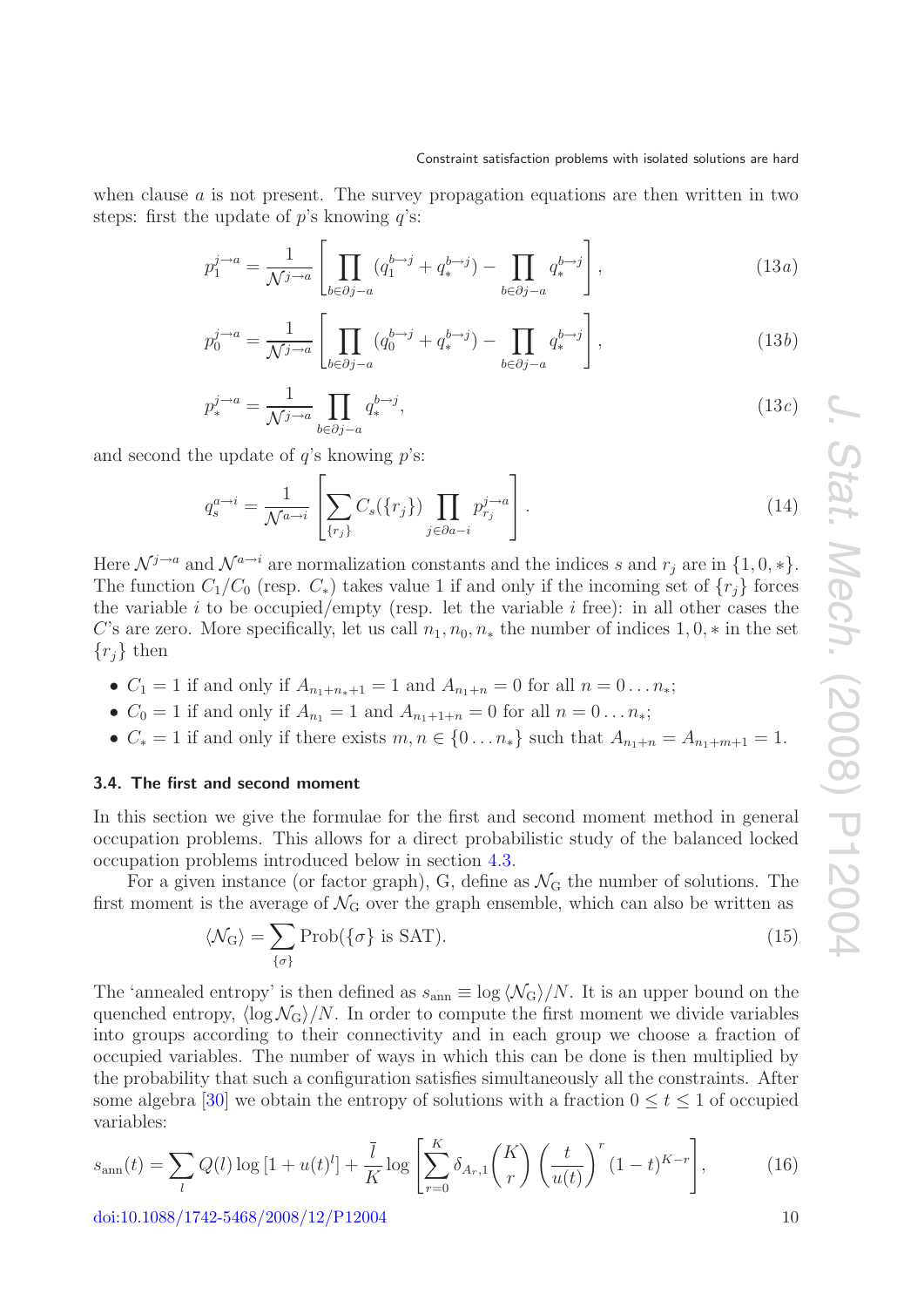when clause $a$ is not present. The survey propagation equations are then written in two steps: first the update of $p$'s knowing $q$'s:

$$p_1^{j\to a} = \frac{1}{\mathcal{N}^{j\to a}} \left[ \prod_{b\in\partial j - a} (q_1^{b\to j} + q_*^{b\to j}) - \prod_{b\in\partial j - a} q_*^{b\to j} \right], \tag{13a}$$

$$p_0^{j\to a} = \frac{1}{\mathcal{N}^{j\to a}} \left[ \prod_{b\in\partial j - a} (q_0^{b\to j} + q_*^{b\to j}) - \prod_{b\in\partial j - a} q_*^{b\to j} \right], \tag{13b}$$

$$p_*^{j\to a} = \frac{1}{\mathcal{N}^{j\to a}} \prod_{b\in\partial j - a} q_*^{b\to j}, \tag{13c}$$

and second the update of $q$'s knowing $p$'s:

$$q_s^{a\to i} = \frac{1}{\mathcal{N}^{a\to i}} \left[ \sum_{\{r_j\}} C_s(\{r_j\}) \prod_{j\in\partial a - i} p_{r_j}^{j\to a} \right]. \tag{14}$$

Here $\mathcal{N}^{j\to a}$ and $\mathcal{N}^{a\to i}$ are normalization constants and the indices $s$ and $r_j$ are in $\{1, 0, *\}$. The function $C_1/C_0$ (resp. $C_*$) takes value 1 if and only if the incoming set of $\{r_j\}$ forces the variable $i$ to be occupied/empty (resp. let the variable $i$ free): in all other cases the $C$'s are zero. More specifically, let us call $n_1, n_0, n_*$ the number of indices $1, 0, *$ in the set $\{r_j\}$ then

- $C_1 = 1$ if and only if $A_{n_1+n_*+1} = 1$ and $A_{n_1+n} = 0$ for all $n = 0 \ldots n_*$;
- $C_0 = 1$ if and only if $A_{n_1} = 1$ and $A_{n_1+1+n} = 0$ for all $n = 0 \ldots n_*$;
- $C_* = 1$ if and only if there exists $m, n \in \{0 \ldots n_*\}$ such that $A_{n_1+n} = A_{n_1+m+1} = 1$.

### 3.4. The first and second moment

In this section we give the formulae for the first and second moment method in general occupation problems. This allows for a direct probabilistic study of the balanced locked occupation problems introduced below in section 4.3.

For a given instance (or factor graph), G, define as $\mathcal{N}_{\rm G}$ the number of solutions. The first moment is the average of $\mathcal{N}_{\rm G}$ over the graph ensemble, which can also be written as

$$\langle \mathcal{N}_{\rm G} \rangle = \sum_{\{\sigma\}} \text{Prob}(\{\sigma\} \text{ is SAT}). \tag{15}$$

The 'annealed entropy' is then defined as $s_{\rm ann} \equiv \log \langle \mathcal{N}_{\rm G} \rangle / N$. It is an upper bound on the quenched entropy, $\langle \log \mathcal{N}_{\rm G} \rangle / N$. In order to compute the first moment we divide variables into groups according to their connectivity and in each group we choose a fraction of occupied variables. The number of ways in which this can be done is then multiplied by the probability that such a configuration satisfies simultaneously all the constraints. After some algebra [30] we obtain the entropy of solutions with a fraction $0 \leq t \leq 1$ of occupied variables:

$$s_{\rm ann}(t) = \sum_l Q(l) \log \left[1 + u(t)^l\right] + \frac{\bar{l}}{K} \log \left[ \sum_{r=0}^{K} \delta_{A_r,1} \binom{K}{r} \left(\frac{t}{u(t)}\right)^r (1-t)^{K-r} \right], \tag{16}$$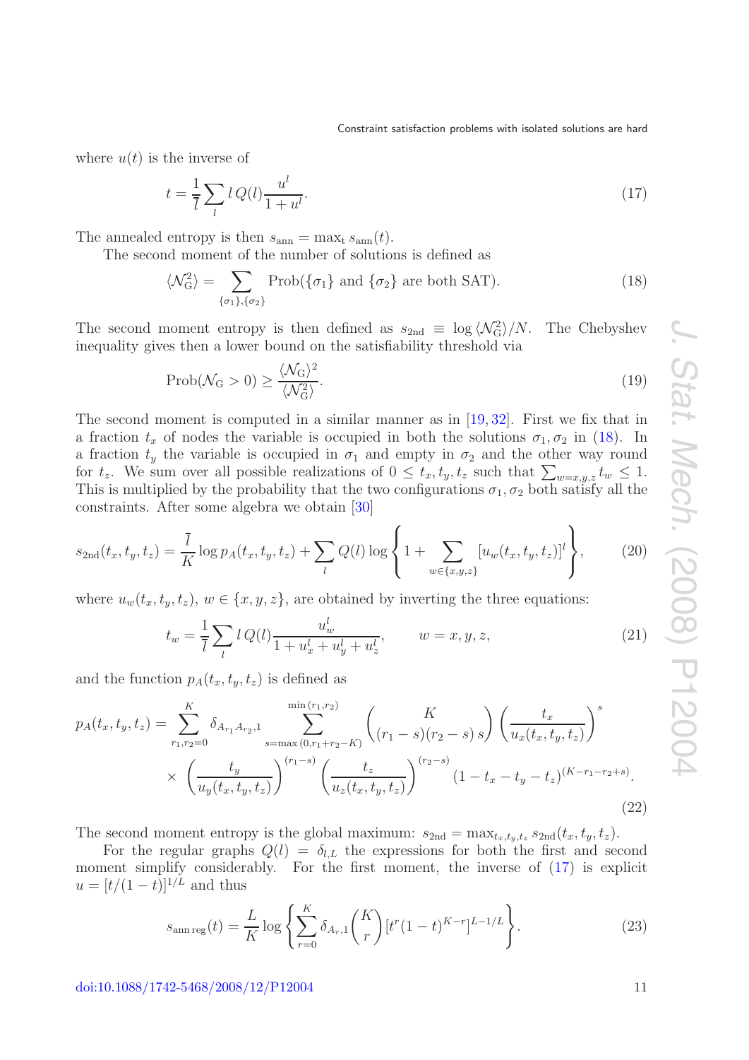where $u(t)$ is the inverse of

$$t = \frac{1}{\overline{l}} \sum_l l \, Q(l) \frac{u^l}{1+u^l}. \tag{17}$$

The annealed entropy is then $s_{\rm ann} = \max_{\rm t} s_{\rm ann}(t)$.

The second moment of the number of solutions is defined as

$$\langle \mathcal{N}_{\rm G}^2 \rangle = \sum_{\{\sigma_1\},\{\sigma_2\}} \mathrm{Prob}(\{\sigma_1\} \text{ and } \{\sigma_2\} \text{ are both SAT}). \tag{18}$$

The second moment entropy is then defined as $s_{\rm 2nd} \equiv \log \langle \mathcal{N}_{\rm G}^2 \rangle / N$. The Chebyshev inequality gives then a lower bound on the satisfiability threshold via

$$\mathrm{Prob}(\mathcal{N}_{\rm G} > 0) \geq \frac{\langle \mathcal{N}_{\rm G} \rangle^2}{\langle \mathcal{N}_{\rm G}^2 \rangle}. \tag{19}$$

The second moment is computed in a similar manner as in [19, 32]. First we fix that in a fraction $t_x$ of nodes the variable is occupied in both the solutions $\sigma_1, \sigma_2$ in (18). In a fraction $t_y$ the variable is occupied in $\sigma_1$ and empty in $\sigma_2$ and the other way round for $t_z$. We sum over all possible realizations of $0 \leq t_x, t_y, t_z$ such that $\sum_{w=x,y,z} t_w \leq 1$. This is multiplied by the probability that the two configurations $\sigma_1, \sigma_2$ both satisfy all the constraints. After some algebra we obtain [30]

$$s_{\rm 2nd}(t_x,t_y,t_z) = \frac{\overline{l}}{K} \log p_A(t_x,t_y,t_z) + \sum_l Q(l) \log \left\{ 1 + \sum_{w\in\{x,y,z\}} [u_w(t_x,t_y,t_z)]^l \right\}, \tag{20}$$

where $u_w(t_x,t_y,t_z)$, $w \in \{x,y,z\}$, are obtained by inverting the three equations:

$$t_w = \frac{1}{\overline{l}} \sum_l l \, Q(l) \frac{u_w^l}{1+u_x^l+u_y^l+u_z^l}, \qquad w = x,y,z, \tag{21}$$

and the function $p_A(t_x,t_y,t_z)$ is defined as

$$\begin{aligned} p_A(t_x,t_y,t_z) = &\sum_{r_1,r_2=0}^{K} \delta_{A_{r_1} A_{r_2},1} \sum_{s=\max(0,r_1+r_2-K)}^{\min(r_1,r_2)} \binom{K}{(r_1-s)(r_2-s)\, s} \left( \frac{t_x}{u_x(t_x,t_y,t_z)} \right)^s \\ &\times \left( \frac{t_y}{u_y(t_x,t_y,t_z)} \right)^{(r_1-s)} \left( \frac{t_z}{u_z(t_x,t_y,t_z)} \right)^{(r_2-s)} (1-t_x-t_y-t_z)^{(K-r_1-r_2+s)}. \end{aligned} \tag{22}$$

The second moment entropy is the global maximum: $s_{\rm 2nd} = \max_{t_x,t_y,t_z} s_{\rm 2nd}(t_x,t_y,t_z)$.

For the regular graphs $Q(l) = \delta_{l,L}$ the expressions for both the first and second moment simplify considerably. For the first moment, the inverse of (17) is explicit $u = [t/(1-t)]^{1/L}$ and thus

$$s_{\rm ann\, reg}(t) = \frac{L}{K} \log \left\{ \sum_{r=0}^{K} \delta_{A_r,1} \binom{K}{r} \left[ t^r (1-t)^{K-r} \right]^{L-1/L} \right\}. \tag{23}$$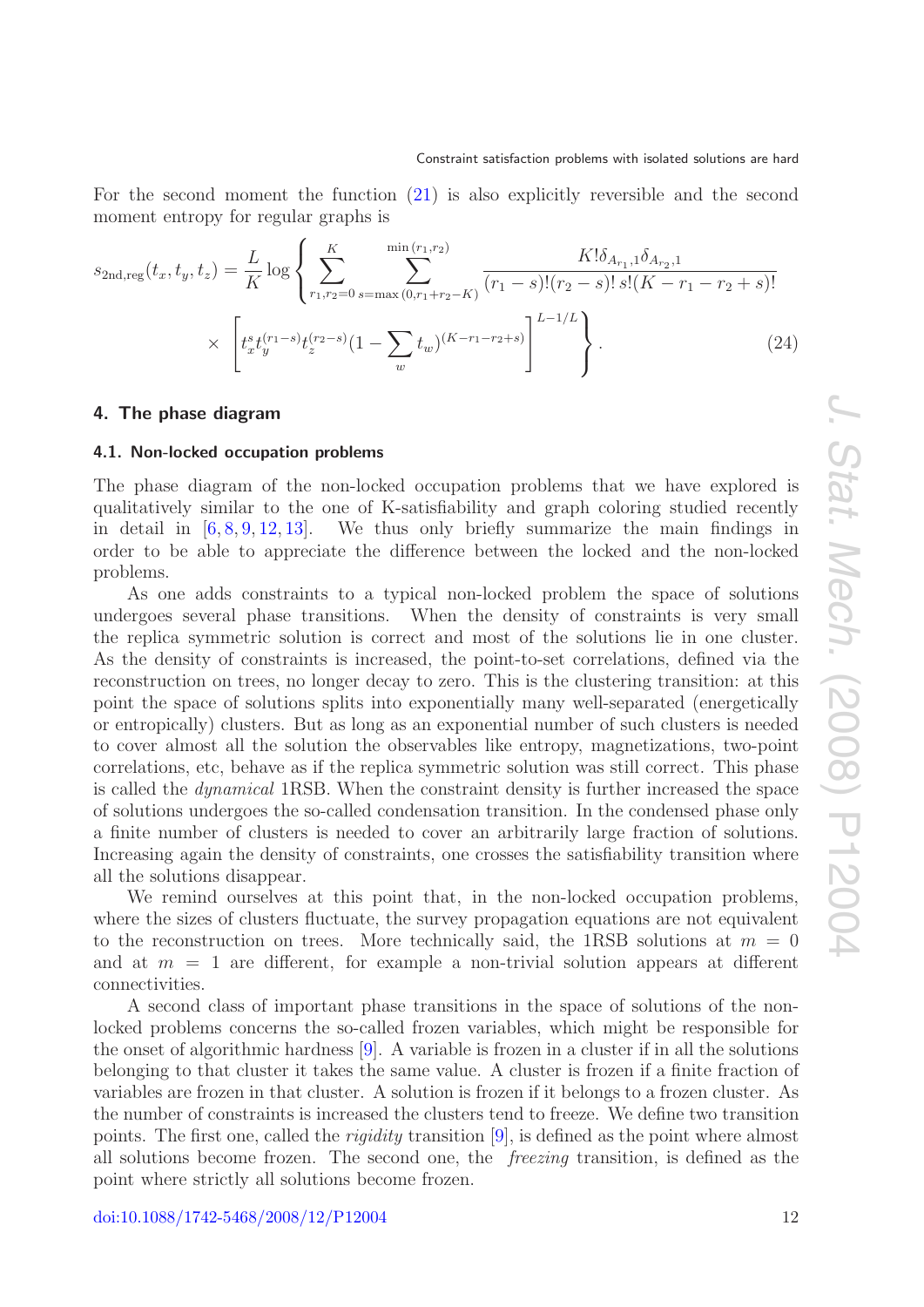For the second moment the function (21) is also explicitly reversible and the second moment entropy for regular graphs is

$$s_{\rm 2nd,reg}(t_x,t_y,t_z) = \frac{L}{K}\log\left\{\sum_{r_1,r_2=0}^{K}\sum_{s=\max(0,r_1+r_2-K)}^{\min(r_1,r_2)} \frac{K!\delta_{A_{r_1},1}\delta_{A_{r_2},1}}{(r_1-s)!(r_2-s)!\,s!(K-r_1-r_2+s)!} \times \left[t_x^s t_y^{(r_1-s)} t_z^{(r_2-s)}(1-\sum_w t_w)^{(K-r_1-r_2+s)}\right]^{L-1/L}\right\}. \tag{24}$$

## 4. The phase diagram

### 4.1. Non-locked occupation problems

The phase diagram of the non-locked occupation problems that we have explored is qualitatively similar to the one of K-satisfiability and graph coloring studied recently in detail in [6, 8, 9, 12, 13]. We thus only briefly summarize the main findings in order to be able to appreciate the difference between the locked and the non-locked problems.

As one adds constraints to a typical non-locked problem the space of solutions undergoes several phase transitions. When the density of constraints is very small the replica symmetric solution is correct and most of the solutions lie in one cluster. As the density of constraints is increased, the point-to-set correlations, defined via the reconstruction on trees, no longer decay to zero. This is the clustering transition: at this point the space of solutions splits into exponentially many well-separated (energetically or entropically) clusters. But as long as an exponential number of such clusters is needed to cover almost all the solution the observables like entropy, magnetizations, two-point correlations, etc, behave as if the replica symmetric solution was still correct. This phase is called the *dynamical* 1RSB. When the constraint density is further increased the space of solutions undergoes the so-called condensation transition. In the condensed phase only a finite number of clusters is needed to cover an arbitrarily large fraction of solutions. Increasing again the density of constraints, one crosses the satisfiability transition where all the solutions disappear.

We remind ourselves at this point that, in the non-locked occupation problems, where the sizes of clusters fluctuate, the survey propagation equations are not equivalent to the reconstruction on trees. More technically said, the 1RSB solutions at $m = 0$ and at $m = 1$ are different, for example a non-trivial solution appears at different connectivities.

A second class of important phase transitions in the space of solutions of the non-locked problems concerns the so-called frozen variables, which might be responsible for the onset of algorithmic hardness [9]. A variable is frozen in a cluster if in all the solutions belonging to that cluster it takes the same value. A cluster is frozen if a finite fraction of variables are frozen in that cluster. A solution is frozen if it belongs to a frozen cluster. As the number of constraints is increased the clusters tend to freeze. We define two transition points. The first one, called the *rigidity* transition [9], is defined as the point where almost all solutions become frozen. The second one, the *freezing* transition, is defined as the point where strictly all solutions become frozen.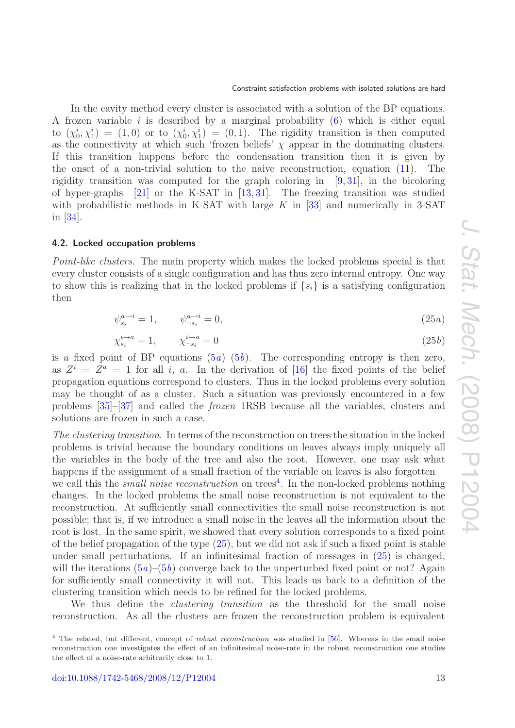In the cavity method every cluster is associated with a solution of the BP equations. A frozen variable $i$ is described by a marginal probability (6) which is either equal to $(\chi_0^i, \chi_1^i) = (1, 0)$ or to $(\chi_0^i, \chi_1^i) = (0, 1)$. The rigidity transition is then computed as the connectivity at which such 'frozen beliefs' $\chi$ appear in the dominating clusters. If this transition happens before the condensation transition then it is given by the onset of a non-trivial solution to the naive reconstruction, equation (11). The rigidity transition was computed for the graph coloring in [9, 31], in the bicoloring of hyper-graphs [21] or the K-SAT in [13, 31]. The freezing transition was studied with probabilistic methods in K-SAT with large $K$ in [33] and numerically in 3-SAT in [34].

### 4.2. Locked occupation problems

*Point-like clusters.* The main property which makes the locked problems special is that every cluster consists of a single configuration and has thus zero internal entropy. One way to show this is realizing that in the locked problems if $\{s_i\}$ is a satisfying configuration then

$$\psi_{s_i}^{a\to i} = 1, \qquad \psi_{\neg s_i}^{a\to i} = 0, \tag{25a}$$

$$\chi_{s_i}^{i\to a} = 1, \qquad \chi_{\neg s_i}^{i\to a} = 0 \tag{25b}$$

is a fixed point of BP equations (5a)–(5b). The corresponding entropy is then zero, as $Z^i = Z^a = 1$ for all $i$, $a$. In the derivation of [16] the fixed points of the belief propagation equations correspond to clusters. Thus in the locked problems every solution may be thought of as a cluster. Such a situation was previously encountered in a few problems [35]–[37] and called the *frozen* 1RSB because all the variables, clusters and solutions are frozen in such a case.

*The clustering transition.* In terms of the reconstruction on trees the situation in the locked problems is trivial because the boundary conditions on leaves always imply uniquely all the variables in the body of the tree and also the root. However, one may ask what happens if the assignment of a small fraction of the variable on leaves is also forgotten—we call this the *small noise reconstruction* on trees[4]. In the non-locked problems nothing changes. In the locked problems the small noise reconstruction is not equivalent to the reconstruction. At sufficiently small connectivities the small noise reconstruction is not possible; that is, if we introduce a small noise in the leaves all the information about the root is lost. In the same spirit, we showed that every solution corresponds to a fixed point of the belief propagation of the type (25), but we did not ask if such a fixed point is stable under small perturbations. If an infinitesimal fraction of messages in (25) is changed, will the iterations (5a)–(5b) converge back to the unperturbed fixed point or not? Again for sufficiently small connectivity it will not. This leads us back to a definition of the clustering transition which needs to be refined for the locked problems.

We thus define the *clustering transition* as the threshold for the small noise reconstruction. As all the clusters are frozen the reconstruction problem is equivalent

[4] The related, but different, concept of *robust reconstruction* was studied in [56]. Whereas in the small noise reconstruction one investigates the effect of an infinitesimal noise-rate in the robust reconstruction one studies the effect of a noise-rate arbitrarily close to 1.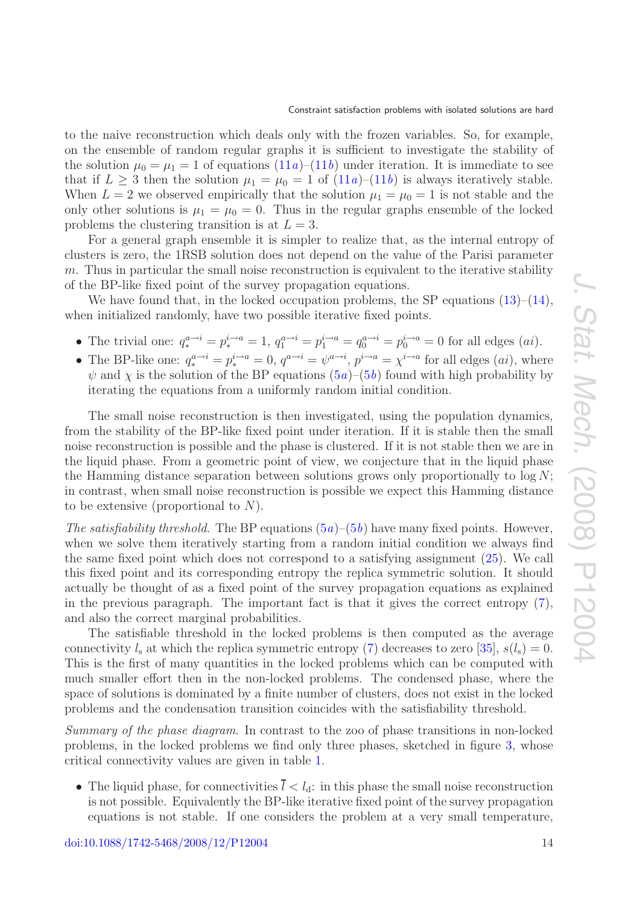to the naive reconstruction which deals only with the frozen variables. So, for example, on the ensemble of random regular graphs it is sufficient to investigate the stability of the solution $\mu_0 = \mu_1 = 1$ of equations (11*a*)–(11*b*) under iteration. It is immediate to see that if $L \geq 3$ then the solution $\mu_1 = \mu_0 = 1$ of (11*a*)–(11*b*) is always iteratively stable. When $L = 2$ we observed empirically that the solution $\mu_1 = \mu_0 = 1$ is not stable and the only other solutions is $\mu_1 = \mu_0 = 0$. Thus in the regular graphs ensemble of the locked problems the clustering transition is at $L = 3$.

For a general graph ensemble it is simpler to realize that, as the internal entropy of clusters is zero, the 1RSB solution does not depend on the value of the Parisi parameter $m$. Thus in particular the small noise reconstruction is equivalent to the iterative stability of the BP-like fixed point of the survey propagation equations.

We have found that, in the locked occupation problems, the SP equations (13)–(14), when initialized randomly, have two possible iterative fixed points.

- The trivial one: $q_*^{a\to i} = p_*^{i\to a} = 1$, $q_1^{a\to i} = p_1^{i\to a} = q_0^{a\to i} = p_0^{i\to a} = 0$ for all edges $(ai)$.
- The BP-like one: $q_*^{a\to i} = p_*^{i\to a} = 0$, $q^{a\to i} = \psi^{a\to i}$, $p^{i\to a} = \chi^{i\to a}$ for all edges $(ai)$, where $\psi$ and $\chi$ is the solution of the BP equations (5*a*)–(5*b*) found with high probability by iterating the equations from a uniformly random initial condition.

The small noise reconstruction is then investigated, using the population dynamics, from the stability of the BP-like fixed point under iteration. If it is stable then the small noise reconstruction is possible and the phase is clustered. If it is not stable then we are in the liquid phase. From a geometric point of view, we conjecture that in the liquid phase the Hamming distance separation between solutions grows only proportionally to $\log N$; in contrast, when small noise reconstruction is possible we expect this Hamming distance to be extensive (proportional to $N$).

*The satisfiability threshold.* The BP equations (5*a*)–(5*b*) have many fixed points. However, when we solve them iteratively starting from a random initial condition we always find the same fixed point which does not correspond to a satisfying assignment (25). We call this fixed point and its corresponding entropy the replica symmetric solution. It should actually be thought of as a fixed point of the survey propagation equations as explained in the previous paragraph. The important fact is that it gives the correct entropy (7), and also the correct marginal probabilities.

The satisfiable threshold in the locked problems is then computed as the average connectivity $l_\mathrm{s}$ at which the replica symmetric entropy (7) decreases to zero [35], $s(l_\mathrm{s}) = 0$. This is the first of many quantities in the locked problems which can be computed with much smaller effort then in the non-locked problems. The condensed phase, where the space of solutions is dominated by a finite number of clusters, does not exist in the locked problems and the condensation transition coincides with the satisfiability threshold.

*Summary of the phase diagram.* In contrast to the zoo of phase transitions in non-locked problems, in the locked problems we find only three phases, sketched in figure 3, whose critical connectivity values are given in table 1.

- The liquid phase, for connectivities $\bar{l} < l_\mathrm{d}$: in this phase the small noise reconstruction is not possible. Equivalently the BP-like iterative fixed point of the survey propagation equations is not stable. If one considers the problem at a very small temperature,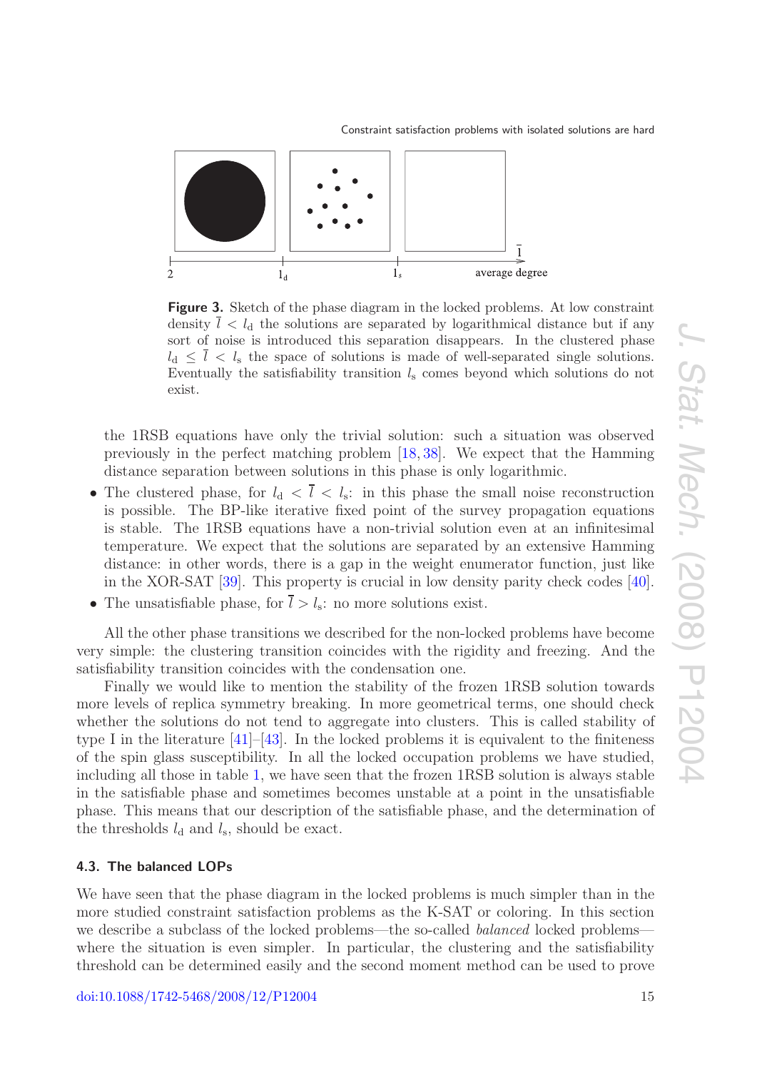**Figure 3.** Sketch of the phase diagram in the locked problems. At low constraint density $\bar{l} < l_{\rm d}$ the solutions are separated by logarithmical distance but if any sort of noise is introduced this separation disappears. In the clustered phase $l_{\rm d} \leq \bar{l} < l_{\rm s}$ the space of solutions is made of well-separated single solutions. Eventually the satisfiability transition $l_{\rm s}$ comes beyond which solutions do not exist.

the 1RSB equations have only the trivial solution: such a situation was observed previously in the perfect matching problem [18, 38]. We expect that the Hamming distance separation between solutions in this phase is only logarithmic.

- The clustered phase, for $l_{\rm d} < \bar{l} < l_{\rm s}$: in this phase the small noise reconstruction is possible. The BP-like iterative fixed point of the survey propagation equations is stable. The 1RSB equations have a non-trivial solution even at an infinitesimal temperature. We expect that the solutions are separated by an extensive Hamming distance: in other words, there is a gap in the weight enumerator function, just like in the XOR-SAT [39]. This property is crucial in low density parity check codes [40].
- The unsatisfiable phase, for $\bar{l} > l_{\rm s}$: no more solutions exist.

All the other phase transitions we described for the non-locked problems have become very simple: the clustering transition coincides with the rigidity and freezing. And the satisfiability transition coincides with the condensation one.

Finally we would like to mention the stability of the frozen 1RSB solution towards more levels of replica symmetry breaking. In more geometrical terms, one should check whether the solutions do not tend to aggregate into clusters. This is called stability of type I in the literature [41]–[43]. In the locked problems it is equivalent to the finiteness of the spin glass susceptibility. In all the locked occupation problems we have studied, including all those in table 1, we have seen that the frozen 1RSB solution is always stable in the satisfiable phase and sometimes becomes unstable at a point in the unsatisfiable phase. This means that our description of the satisfiable phase, and the determination of the thresholds $l_{\rm d}$ and $l_{\rm s}$, should be exact.

### 4.3. The balanced LOPs

We have seen that the phase diagram in the locked problems is much simpler than in the more studied constraint satisfaction problems as the K-SAT or coloring. In this section we describe a subclass of the locked problems—the so-called *balanced* locked problems—where the situation is even simpler. In particular, the clustering and the satisfiability threshold can be determined easily and the second moment method can be used to prove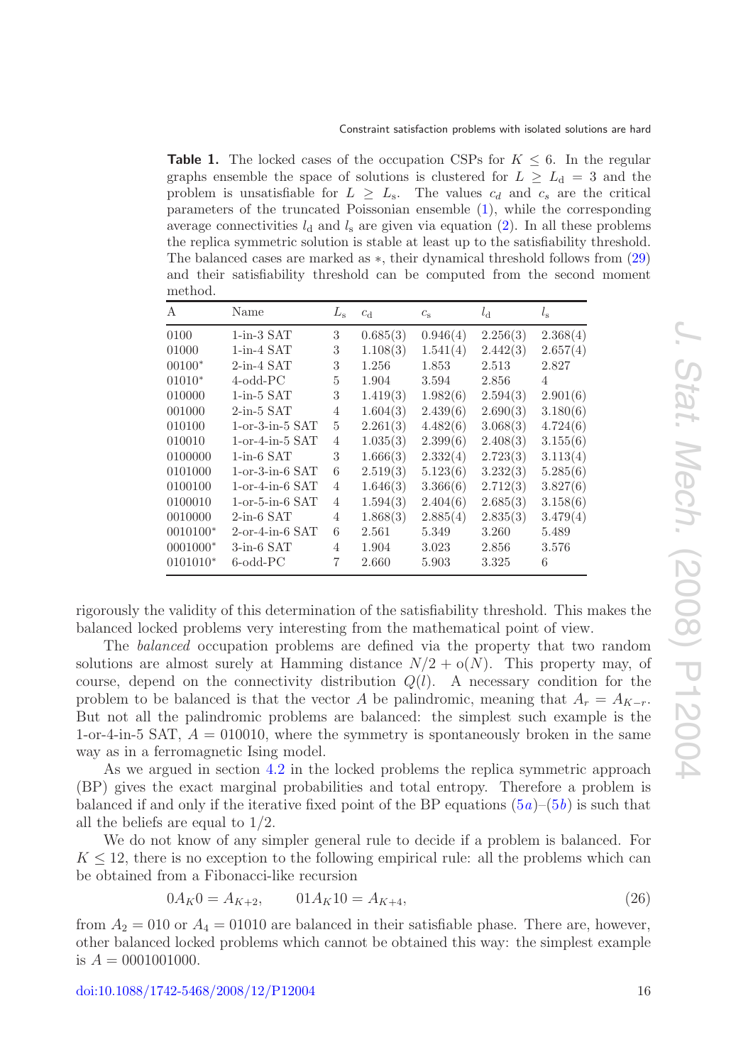**Table 1.** The locked cases of the occupation CSPs for $K \leq 6$. In the regular graphs ensemble the space of solutions is clustered for $L \geq L_{\rm d} = 3$ and the problem is unsatisfiable for $L \geq L_{\rm s}$. The values $c_d$ and $c_s$ are the critical parameters of the truncated Poissonian ensemble (1), while the corresponding average connectivities $l_{\rm d}$ and $l_{\rm s}$ are given via equation (2). In all these problems the replica symmetric solution is stable at least up to the satisfiability threshold. The balanced cases are marked as $*$, their dynamical threshold follows from (29) and their satisfiability threshold can be computed from the second moment method.

| A | Name | $L_{\rm s}$ | $c_{\rm d}$ | $c_{\rm s}$ | $l_{\rm d}$ | $l_{\rm s}$ |
|---|---|---|---|---|---|---|
| 0100 | 1-in-3 SAT | 3 | 0.685(3) | 0.946(4) | 2.256(3) | 2.368(4) |
| 01000 | 1-in-4 SAT | 3 | 1.108(3) | 1.541(4) | 2.442(3) | 2.657(4) |
| 00100* | 2-in-4 SAT | 3 | 1.256 | 1.853 | 2.513 | 2.827 |
| 01010* | 4-odd-PC | 5 | 1.904 | 3.594 | 2.856 | 4 |
| 010000 | 1-in-5 SAT | 3 | 1.419(3) | 1.982(6) | 2.594(3) | 2.901(6) |
| 001000 | 2-in-5 SAT | 4 | 1.604(3) | 2.439(6) | 2.690(3) | 3.180(6) |
| 010100 | 1-or-3-in-5 SAT | 5 | 2.261(3) | 4.482(6) | 3.068(3) | 4.724(6) |
| 010010 | 1-or-4-in-5 SAT | 4 | 1.035(3) | 2.399(6) | 2.408(3) | 3.155(6) |
| 0100000 | 1-in-6 SAT | 3 | 1.666(3) | 2.332(4) | 2.723(3) | 3.113(4) |
| 0101000 | 1-or-3-in-6 SAT | 6 | 2.519(3) | 5.123(6) | 3.232(3) | 5.285(6) |
| 0100100 | 1-or-4-in-6 SAT | 4 | 1.646(3) | 3.366(6) | 2.712(3) | 3.827(6) |
| 0100010 | 1-or-5-in-6 SAT | 4 | 1.594(3) | 2.404(6) | 2.685(3) | 3.158(6) |
| 0010000 | 2-in-6 SAT | 4 | 1.868(3) | 2.885(4) | 2.835(3) | 3.479(4) |
| 0010100* | 2-or-4-in-6 SAT | 6 | 2.561 | 5.349 | 3.260 | 5.489 |
| 0001000* | 3-in-6 SAT | 4 | 1.904 | 3.023 | 2.856 | 3.576 |
| 0101010* | 6-odd-PC | 7 | 2.660 | 5.903 | 3.325 | 6 |

rigorously the validity of this determination of the satisfiability threshold. This makes the balanced locked problems very interesting from the mathematical point of view.

The *balanced* occupation problems are defined via the property that two random solutions are almost surely at Hamming distance $N/2 + o(N)$. This property may, of course, depend on the connectivity distribution $Q(l)$. A necessary condition for the problem to be balanced is that the vector $A$ be palindromic, meaning that $A_r = A_{K-r}$. But not all the palindromic problems are balanced: the simplest such example is the 1-or-4-in-5 SAT, $A = 010010$, where the symmetry is spontaneously broken in the same way as in a ferromagnetic Ising model.

As we argued in section 4.2 in the locked problems the replica symmetric approach (BP) gives the exact marginal probabilities and total entropy. Therefore a problem is balanced if and only if the iterative fixed point of the BP equations (5*a*)–(5*b*) is such that all the beliefs are equal to 1/2.

We do not know of any simpler general rule to decide if a problem is balanced. For $K \leq 12$, there is no exception to the following empirical rule: all the problems which can be obtained from a Fibonacci-like recursion

$$0A_K0 = A_{K+2}, \qquad 01A_K10 = A_{K+4}, \tag{26}$$

from $A_2 = 010$ or $A_4 = 01010$ are balanced in their satisfiable phase. There are, however, other balanced locked problems which cannot be obtained this way: the simplest example is $A = 0001001000$.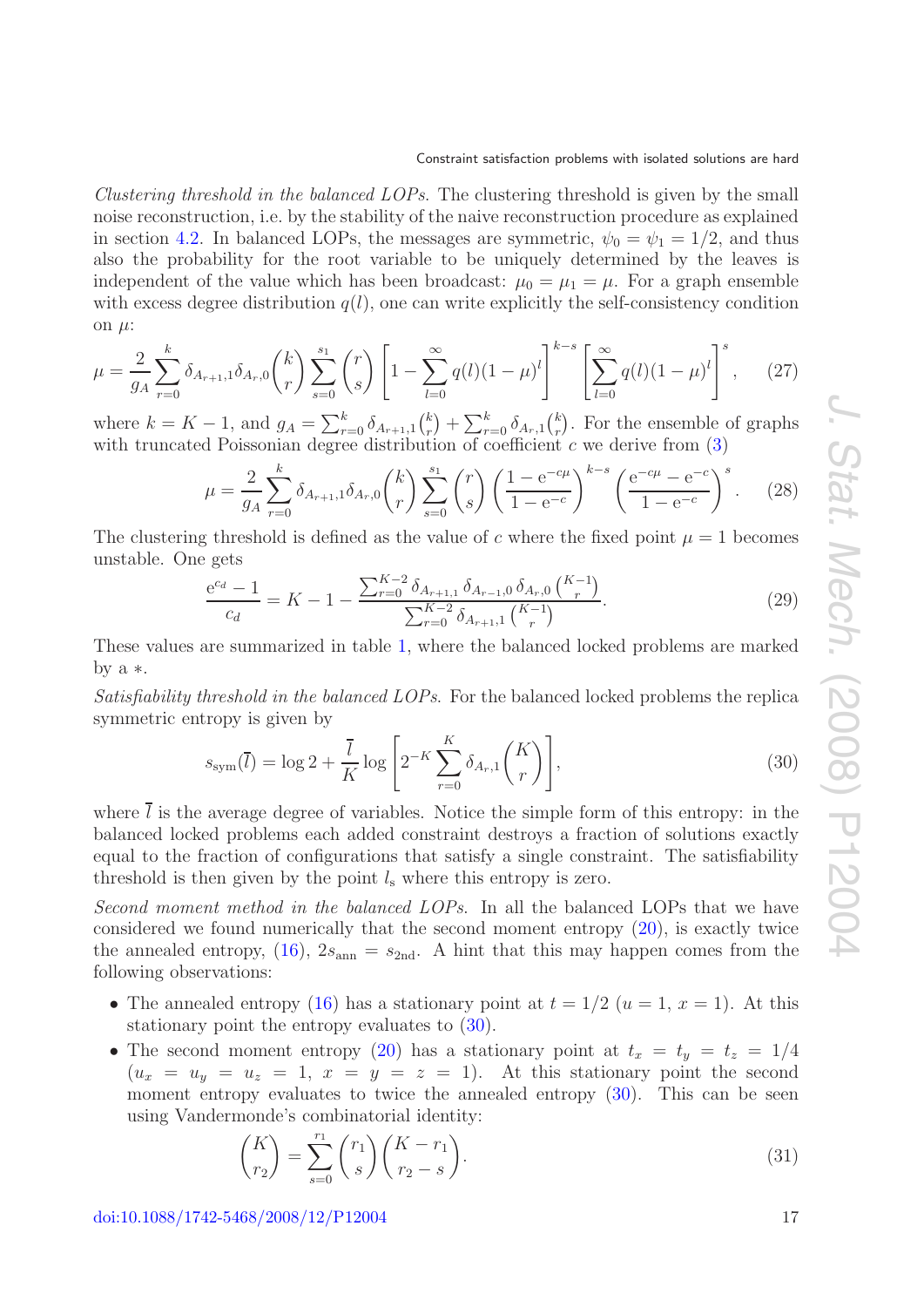*Clustering threshold in the balanced LOPs.* The clustering threshold is given by the small noise reconstruction, i.e. by the stability of the naive reconstruction procedure as explained in section 4.2. In balanced LOPs, the messages are symmetric, $\psi_0 = \psi_1 = 1/2$, and thus also the probability for the root variable to be uniquely determined by the leaves is independent of the value which has been broadcast: $\mu_0 = \mu_1 = \mu$. For a graph ensemble with excess degree distribution $q(l)$, one can write explicitly the self-consistency condition on $\mu$:

$$\mu = \frac{2}{g_A} \sum_{r=0}^{k} \delta_{A_{r+1},1} \delta_{A_r,0} \binom{k}{r} \sum_{s=0}^{s_1} \binom{r}{s} \left[ 1 - \sum_{l=0}^{\infty} q(l)(1-\mu)^l \right]^{k-s} \left[ \sum_{l=0}^{\infty} q(l)(1-\mu)^l \right]^{s}, \tag{27}$$

where $k = K - 1$, and $g_A = \sum_{r=0}^{k} \delta_{A_{r+1},1} \binom{k}{r} + \sum_{r=0}^{k} \delta_{A_r,1} \binom{k}{r}$. For the ensemble of graphs with truncated Poissonian degree distribution of coefficient $c$ we derive from (3)

$$\mu = \frac{2}{g_A} \sum_{r=0}^{k} \delta_{A_{r+1},1} \delta_{A_r,0} \binom{k}{r} \sum_{s=0}^{s_1} \binom{r}{s} \left( \frac{1 - \mathrm{e}^{-c\mu}}{1 - \mathrm{e}^{-c}} \right)^{k-s} \left( \frac{\mathrm{e}^{-c\mu} - \mathrm{e}^{-c}}{1 - \mathrm{e}^{-c}} \right)^{s}. \tag{28}$$

The clustering threshold is defined as the value of $c$ where the fixed point $\mu = 1$ becomes unstable. One gets

$$\frac{\mathrm{e}^{c_d} - 1}{c_d} = K - 1 - \frac{\sum_{r=0}^{K-2} \delta_{A_{r+1},1}\, \delta_{A_{r-1},0}\, \delta_{A_r,0} \binom{K-1}{r}}{\sum_{r=0}^{K-2} \delta_{A_{r+1},1} \binom{K-1}{r}}. \tag{29}$$

These values are summarized in table 1, where the balanced locked problems are marked by a $*$.

*Satisfiability threshold in the balanced LOPs.* For the balanced locked problems the replica symmetric entropy is given by

$$s_{\mathrm{sym}}(\overline{l}) = \log 2 + \frac{\overline{l}}{K} \log \left[ 2^{-K} \sum_{r=0}^{K} \delta_{A_r,1} \binom{K}{r} \right], \tag{30}$$

where $\overline{l}$ is the average degree of variables. Notice the simple form of this entropy: in the balanced locked problems each added constraint destroys a fraction of solutions exactly equal to the fraction of configurations that satisfy a single constraint. The satisfiability threshold is then given by the point $l_{\mathrm{s}}$ where this entropy is zero.

*Second moment method in the balanced LOPs.* In all the balanced LOPs that we have considered we found numerically that the second moment entropy (20), is exactly twice the annealed entropy, (16), $2s_{\mathrm{ann}} = s_{\mathrm{2nd}}$. A hint that this may happen comes from the following observations:

- The annealed entropy (16) has a stationary point at $t = 1/2$ ($u = 1$, $x = 1$). At this stationary point the entropy evaluates to (30).
- The second moment entropy (20) has a stationary point at $t_x = t_y = t_z = 1/4$ ($u_x = u_y = u_z = 1$, $x = y = z = 1$). At this stationary point the second moment entropy evaluates to twice the annealed entropy (30). This can be seen using Vandermonde's combinatorial identity:

$$\binom{K}{r_2} = \sum_{s=0}^{r_1} \binom{r_1}{s} \binom{K - r_1}{r_2 - s}. \tag{31}$$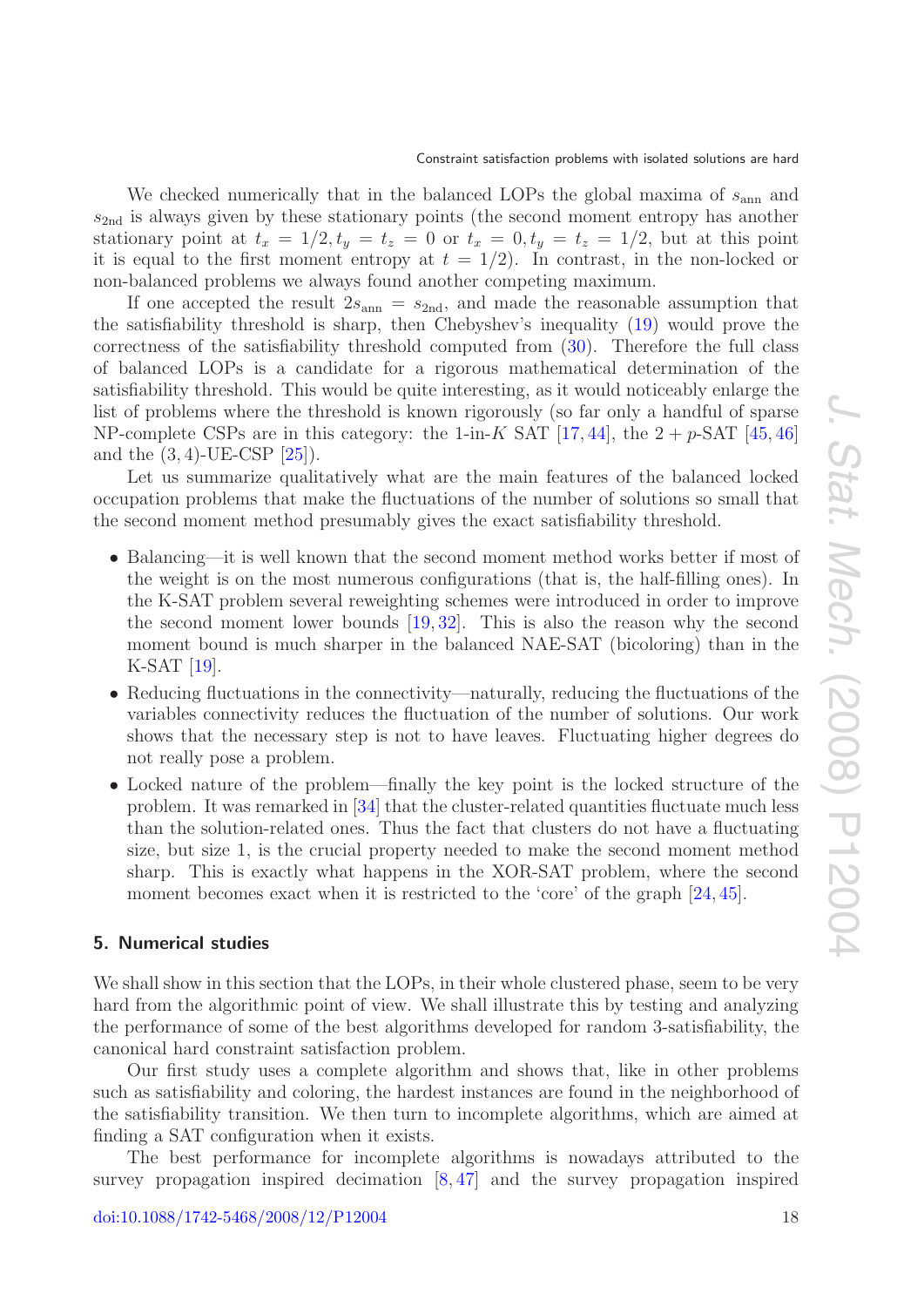We checked numerically that in the balanced LOPs the global maxima of $s_{\rm ann}$ and $s_{\rm 2nd}$ is always given by these stationary points (the second moment entropy has another stationary point at $t_x = 1/2, t_y = t_z = 0$ or $t_x = 0, t_y = t_z = 1/2$, but at this point it is equal to the first moment entropy at $t = 1/2$). In contrast, in the non-locked or non-balanced problems we always found another competing maximum.

If one accepted the result $2s_{\rm ann} = s_{\rm 2nd}$, and made the reasonable assumption that the satisfiability threshold is sharp, then Chebyshev's inequality (19) would prove the correctness of the satisfiability threshold computed from (30). Therefore the full class of balanced LOPs is a candidate for a rigorous mathematical determination of the satisfiability threshold. This would be quite interesting, as it would noticeably enlarge the list of problems where the threshold is known rigorously (so far only a handful of sparse NP-complete CSPs are in this category: the 1-in-$K$ SAT [17, 44], the $2+p$-SAT [45, 46] and the $(3, 4)$-UE-CSP [25]).

Let us summarize qualitatively what are the main features of the balanced locked occupation problems that make the fluctuations of the number of solutions so small that the second moment method presumably gives the exact satisfiability threshold.

- Balancing—it is well known that the second moment method works better if most of the weight is on the most numerous configurations (that is, the half-filling ones). In the K-SAT problem several reweighting schemes were introduced in order to improve the second moment lower bounds [19, 32]. This is also the reason why the second moment bound is much sharper in the balanced NAE-SAT (bicoloring) than in the K-SAT [19].
- Reducing fluctuations in the connectivity—naturally, reducing the fluctuations of the variables connectivity reduces the fluctuation of the number of solutions. Our work shows that the necessary step is not to have leaves. Fluctuating higher degrees do not really pose a problem.
- Locked nature of the problem—finally the key point is the locked structure of the problem. It was remarked in [34] that the cluster-related quantities fluctuate much less than the solution-related ones. Thus the fact that clusters do not have a fluctuating size, but size 1, is the crucial property needed to make the second moment method sharp. This is exactly what happens in the XOR-SAT problem, where the second moment becomes exact when it is restricted to the 'core' of the graph [24, 45].

## 5. Numerical studies

We shall show in this section that the LOPs, in their whole clustered phase, seem to be very hard from the algorithmic point of view. We shall illustrate this by testing and analyzing the performance of some of the best algorithms developed for random 3-satisfiability, the canonical hard constraint satisfaction problem.

Our first study uses a complete algorithm and shows that, like in other problems such as satisfiability and coloring, the hardest instances are found in the neighborhood of the satisfiability transition. We then turn to incomplete algorithms, which are aimed at finding a SAT configuration when it exists.

The best performance for incomplete algorithms is nowadays attributed to the survey propagation inspired decimation [8, 47] and the survey propagation inspired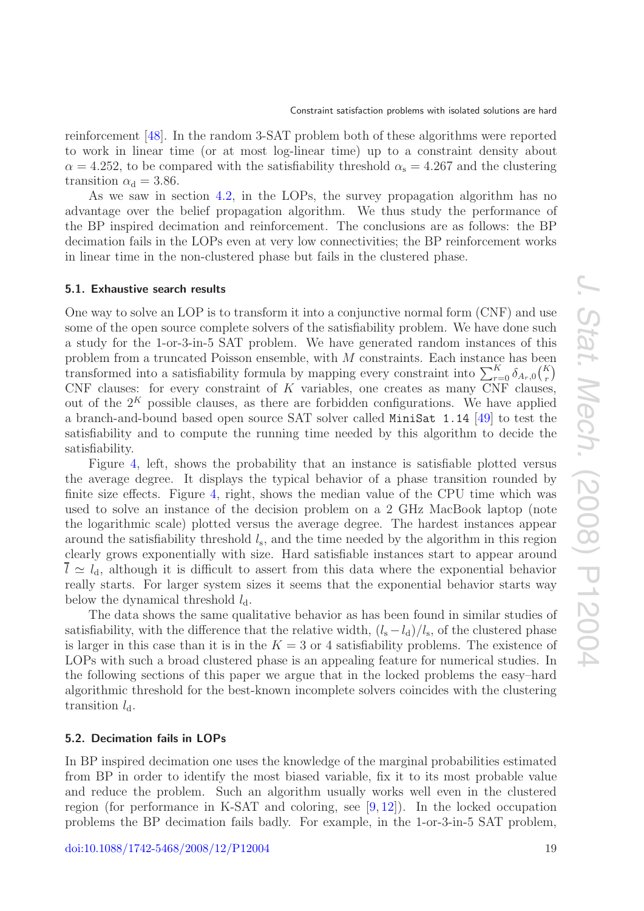reinforcement [48]. In the random 3-SAT problem both of these algorithms were reported to work in linear time (or at most log-linear time) up to a constraint density about $\alpha = 4.252$, to be compared with the satisfiability threshold $\alpha_s = 4.267$ and the clustering transition $\alpha_d = 3.86$.

As we saw in section 4.2, in the LOPs, the survey propagation algorithm has no advantage over the belief propagation algorithm. We thus study the performance of the BP inspired decimation and reinforcement. The conclusions are as follows: the BP decimation fails in the LOPs even at very low connectivities; the BP reinforcement works in linear time in the non-clustered phase but fails in the clustered phase.

### 5.1. Exhaustive search results

One way to solve an LOP is to transform it into a conjunctive normal form (CNF) and use some of the open source complete solvers of the satisfiability problem. We have done such a study for the 1-or-3-in-5 SAT problem. We have generated random instances of this problem from a truncated Poisson ensemble, with $M$ constraints. Each instance has been transformed into a satisfiability formula by mapping every constraint into $\sum_{r=0}^{K} \delta_{A_r,0} \binom{K}{r}$ CNF clauses: for every constraint of $K$ variables, one creates as many CNF clauses, out of the $2^K$ possible clauses, as there are forbidden configurations. We have applied a branch-and-bound based open source SAT solver called `MiniSat 1.14` [49] to test the satisfiability and to compute the running time needed by this algorithm to decide the satisfiability.

Figure 4, left, shows the probability that an instance is satisfiable plotted versus the average degree. It displays the typical behavior of a phase transition rounded by finite size effects. Figure 4, right, shows the median value of the CPU time which was used to solve an instance of the decision problem on a 2 GHz MacBook laptop (note the logarithmic scale) plotted versus the average degree. The hardest instances appear around the satisfiability threshold $l_s$, and the time needed by the algorithm in this region clearly grows exponentially with size. Hard satisfiable instances start to appear around $\overline{l} \simeq l_d$, although it is difficult to assert from this data where the exponential behavior really starts. For larger system sizes it seems that the exponential behavior starts way below the dynamical threshold $l_d$.

The data shows the same qualitative behavior as has been found in similar studies of satisfiability, with the difference that the relative width, $(l_s - l_d)/l_s$, of the clustered phase is larger in this case than it is in the $K = 3$ or 4 satisfiability problems. The existence of LOPs with such a broad clustered phase is an appealing feature for numerical studies. In the following sections of this paper we argue that in the locked problems the easy–hard algorithmic threshold for the best-known incomplete solvers coincides with the clustering transition $l_d$.

### 5.2. Decimation fails in LOPs

In BP inspired decimation one uses the knowledge of the marginal probabilities estimated from BP in order to identify the most biased variable, fix it to its most probable value and reduce the problem. Such an algorithm usually works well even in the clustered region (for performance in K-SAT and coloring, see [9, 12]). In the locked occupation problems the BP decimation fails badly. For example, in the 1-or-3-in-5 SAT problem,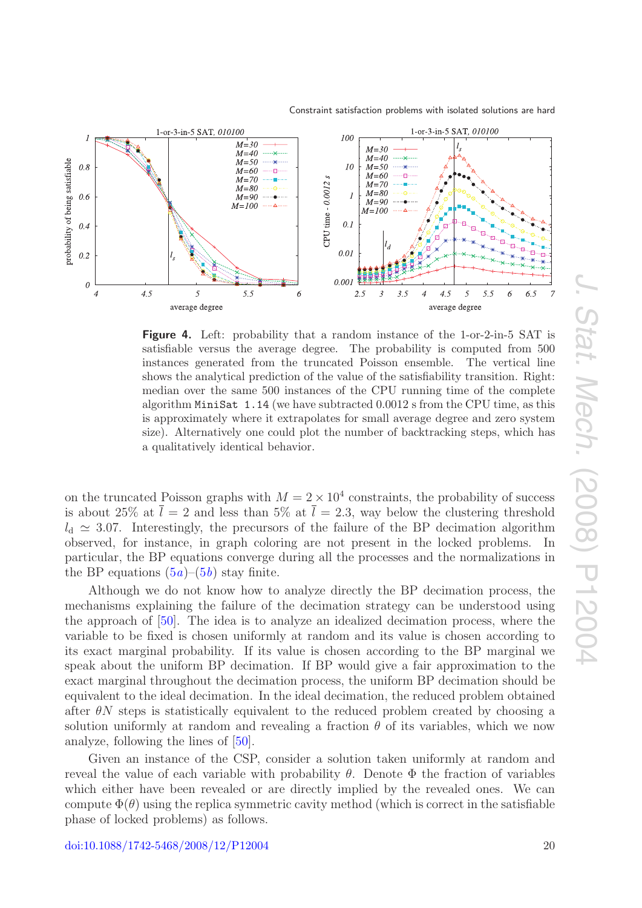**Figure 4.** Left: probability that a random instance of the 1-or-2-in-5 SAT is satisfiable versus the average degree. The probability is computed from 500 instances generated from the truncated Poisson ensemble. The vertical line shows the analytical prediction of the value of the satisfiability transition. Right: median over the same 500 instances of the CPU running time of the complete algorithm `MiniSat 1.14` (we have subtracted 0.0012 s from the CPU time, as this is approximately where it extrapolates for small average degree and zero system size). Alternatively one could plot the number of backtracking steps, which has a qualitatively identical behavior.

on the truncated Poisson graphs with $M = 2 \times 10^4$ constraints, the probability of success is about 25% at $\bar{l} = 2$ and less than 5% at $\bar{l} = 2.3$, way below the clustering threshold $l_{\rm d} \simeq 3.07$. Interestingly, the precursors of the failure of the BP decimation algorithm observed, for instance, in graph coloring are not present in the locked problems. In particular, the BP equations converge during all the processes and the normalizations in the BP equations (5*a*)–(5*b*) stay finite.

Although we do not know how to analyze directly the BP decimation process, the mechanisms explaining the failure of the decimation strategy can be understood using the approach of [50]. The idea is to analyze an idealized decimation process, where the variable to be fixed is chosen uniformly at random and its value is chosen according to its exact marginal probability. If its value is chosen according to the BP marginal we speak about the uniform BP decimation. If BP would give a fair approximation to the exact marginal throughout the decimation process, the uniform BP decimation should be equivalent to the ideal decimation. In the ideal decimation, the reduced problem obtained after $\theta N$ steps is statistically equivalent to the reduced problem created by choosing a solution uniformly at random and revealing a fraction $\theta$ of its variables, which we now analyze, following the lines of [50].

Given an instance of the CSP, consider a solution taken uniformly at random and reveal the value of each variable with probability $\theta$. Denote $\Phi$ the fraction of variables which either have been revealed or are directly implied by the revealed ones. We can compute $\Phi(\theta)$ using the replica symmetric cavity method (which is correct in the satisfiable phase of locked problems) as follows.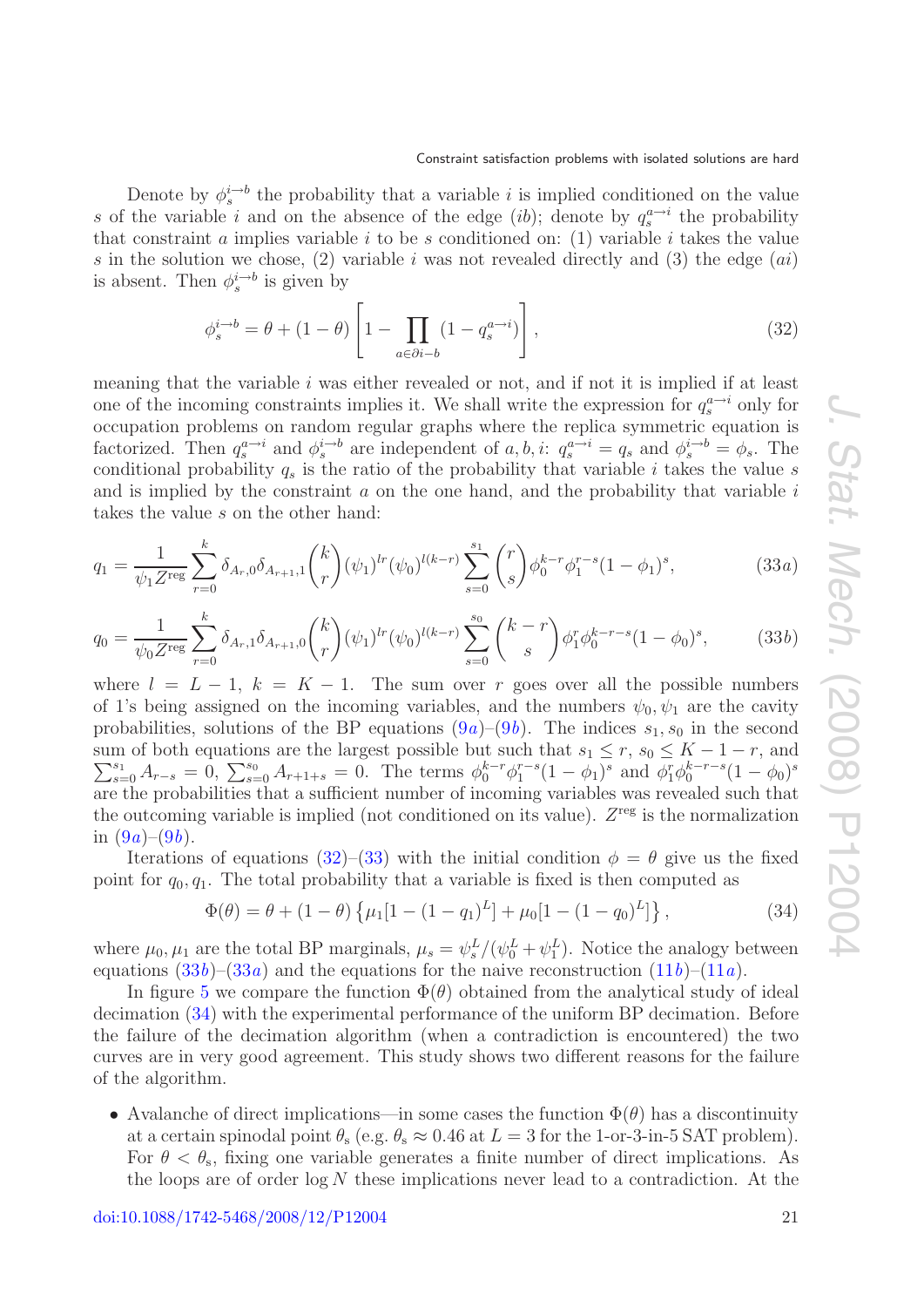Denote by $\phi_s^{i\to b}$ the probability that a variable $i$ is implied conditioned on the value $s$ of the variable $i$ and on the absence of the edge $(ib)$; denote by $q_s^{a\to i}$ the probability that constraint $a$ implies variable $i$ to be $s$ conditioned on: (1) variable $i$ takes the value $s$ in the solution we chose, (2) variable $i$ was not revealed directly and (3) the edge $(ai)$ is absent. Then $\phi_s^{i\to b}$ is given by

$$\phi_s^{i\to b} = \theta + (1-\theta)\left[1 - \prod_{a\in\partial i - b}(1 - q_s^{a\to i})\right], \tag{32}$$

meaning that the variable $i$ was either revealed or not, and if not it is implied if at least one of the incoming constraints implies it. We shall write the expression for $q_s^{a\to i}$ only for occupation problems on random regular graphs where the replica symmetric equation is factorized. Then $q_s^{a\to i}$ and $\phi_s^{i\to b}$ are independent of $a, b, i$: $q_s^{a\to i} = q_s$ and $\phi_s^{i\to b} = \phi_s$. The conditional probability $q_s$ is the ratio of the probability that variable $i$ takes the value $s$ and is implied by the constraint $a$ on the one hand, and the probability that variable $i$ takes the value $s$ on the other hand:

$$q_1 = \frac{1}{\psi_1 Z^{\text{reg}}}\sum_{r=0}^{k}\delta_{A_r,0}\delta_{A_{r+1},1}\binom{k}{r}(\psi_1)^{lr}(\psi_0)^{l(k-r)}\sum_{s=0}^{s_1}\binom{r}{s}\phi_0^{k-r}\phi_1^{r-s}(1-\phi_1)^s, \tag{33a}$$

$$q_0 = \frac{1}{\psi_0 Z^{\text{reg}}}\sum_{r=0}^{k}\delta_{A_r,1}\delta_{A_{r+1},0}\binom{k}{r}(\psi_1)^{lr}(\psi_0)^{l(k-r)}\sum_{s=0}^{s_0}\binom{k-r}{s}\phi_1^{r}\phi_0^{k-r-s}(1-\phi_0)^s, \tag{33b}$$

where $l = L-1$, $k = K-1$. The sum over $r$ goes over all the possible numbers of 1's being assigned on the incoming variables, and the numbers $\psi_0, \psi_1$ are the cavity probabilities, solutions of the BP equations (9a)–(9b). The indices $s_1, s_0$ in the second sum of both equations are the largest possible but such that $s_1 \le r$, $s_0 \le K-1-r$, and $\sum_{s=0}^{s_1} A_{r-s} = 0$, $\sum_{s=0}^{s_0} A_{r+1+s} = 0$. The terms $\phi_0^{k-r}\phi_1^{r-s}(1-\phi_1)^s$ and $\phi_1^r\phi_0^{k-r-s}(1-\phi_0)^s$ are the probabilities that a sufficient number of incoming variables was revealed such that the outcoming variable is implied (not conditioned on its value). $Z^{\text{reg}}$ is the normalization in (9a)–(9b).

Iterations of equations (32)–(33) with the initial condition $\phi = \theta$ give us the fixed point for $q_0, q_1$. The total probability that a variable is fixed is then computed as

$$\Phi(\theta) = \theta + (1-\theta)\left\{\mu_1[1-(1-q_1)^L] + \mu_0[1-(1-q_0)^L]\right\}, \tag{34}$$

where $\mu_0, \mu_1$ are the total BP marginals, $\mu_s = \psi_s^L/(\psi_0^L + \psi_1^L)$. Notice the analogy between equations (33b)–(33a) and the equations for the naive reconstruction (11b)–(11a).

In figure 5 we compare the function $\Phi(\theta)$ obtained from the analytical study of ideal decimation (34) with the experimental performance of the uniform BP decimation. Before the failure of the decimation algorithm (when a contradiction is encountered) the two curves are in very good agreement. This study shows two different reasons for the failure of the algorithm.

- Avalanche of direct implications—in some cases the function $\Phi(\theta)$ has a discontinuity at a certain spinodal point $\theta_s$ (e.g. $\theta_s \approx 0.46$ at $L = 3$ for the 1-or-3-in-5 SAT problem). For $\theta < \theta_s$, fixing one variable generates a finite number of direct implications. As the loops are of order $\log N$ these implications never lead to a contradiction. At the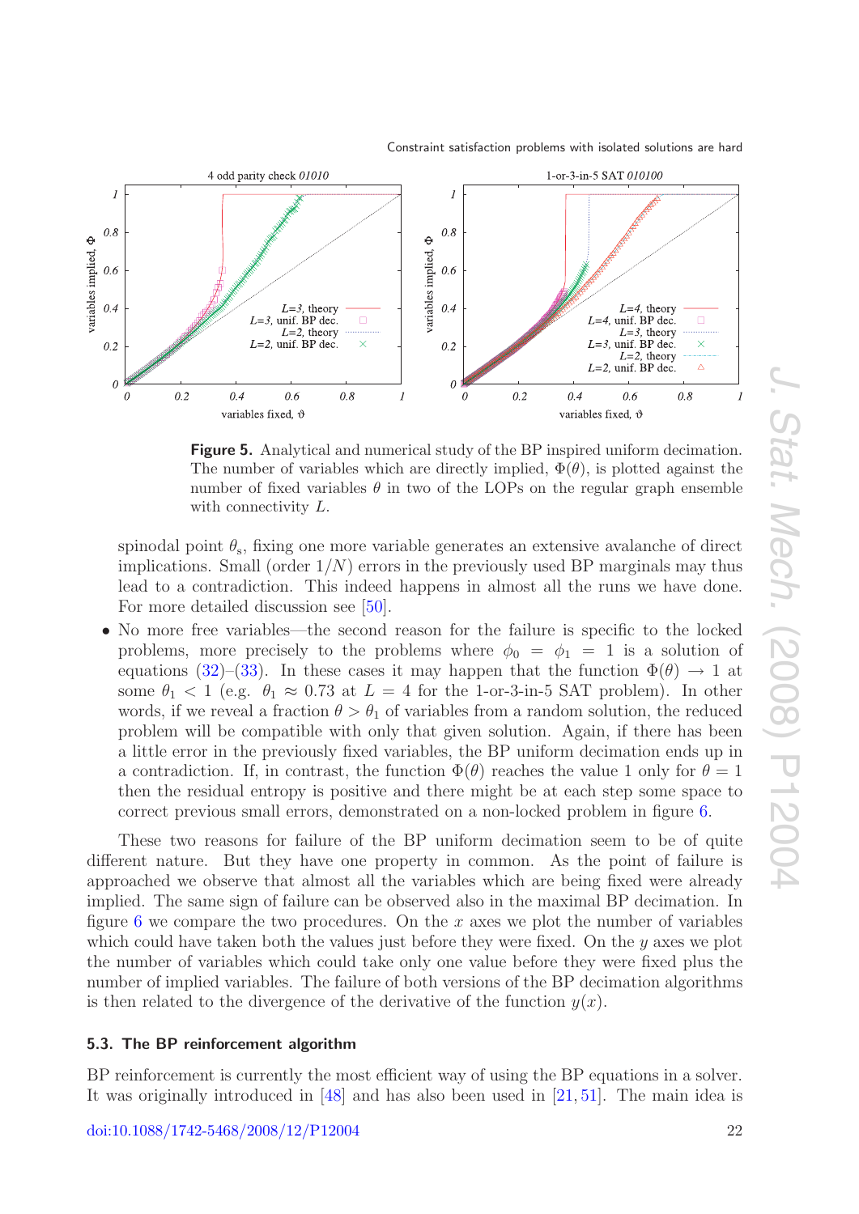**Figure 5.** Analytical and numerical study of the BP inspired uniform decimation. The number of variables which are directly implied, $\Phi(\theta)$, is plotted against the number of fixed variables $\theta$ in two of the LOPs on the regular graph ensemble with connectivity $L$.

spinodal point $\theta_s$, fixing one more variable generates an extensive avalanche of direct implications. Small (order $1/N$) errors in the previously used BP marginals may thus lead to a contradiction. This indeed happens in almost all the runs we have done. For more detailed discussion see [50].

- No more free variables—the second reason for the failure is specific to the locked problems, more precisely to the problems where $\phi_0 = \phi_1 = 1$ is a solution of equations (32)–(33). In these cases it may happen that the function $\Phi(\theta) \to 1$ at some $\theta_1 < 1$ (e.g. $\theta_1 \approx 0.73$ at $L = 4$ for the 1-or-3-in-5 SAT problem). In other words, if we reveal a fraction $\theta > \theta_1$ of variables from a random solution, the reduced problem will be compatible with only that given solution. Again, if there has been a little error in the previously fixed variables, the BP uniform decimation ends up in a contradiction. If, in contrast, the function $\Phi(\theta)$ reaches the value 1 only for $\theta = 1$ then the residual entropy is positive and there might be at each step some space to correct previous small errors, demonstrated on a non-locked problem in figure 6.

These two reasons for failure of the BP uniform decimation seem to be of quite different nature. But they have one property in common. As the point of failure is approached we observe that almost all the variables which are being fixed were already implied. The same sign of failure can be observed also in the maximal BP decimation. In figure 6 we compare the two procedures. On the $x$ axes we plot the number of variables which could have taken both the values just before they were fixed. On the $y$ axes we plot the number of variables which could take only one value before they were fixed plus the number of implied variables. The failure of both versions of the BP decimation algorithms is then related to the divergence of the derivative of the function $y(x)$.

### 5.3. The BP reinforcement algorithm

BP reinforcement is currently the most efficient way of using the BP equations in a solver. It was originally introduced in [48] and has also been used in [21, 51]. The main idea is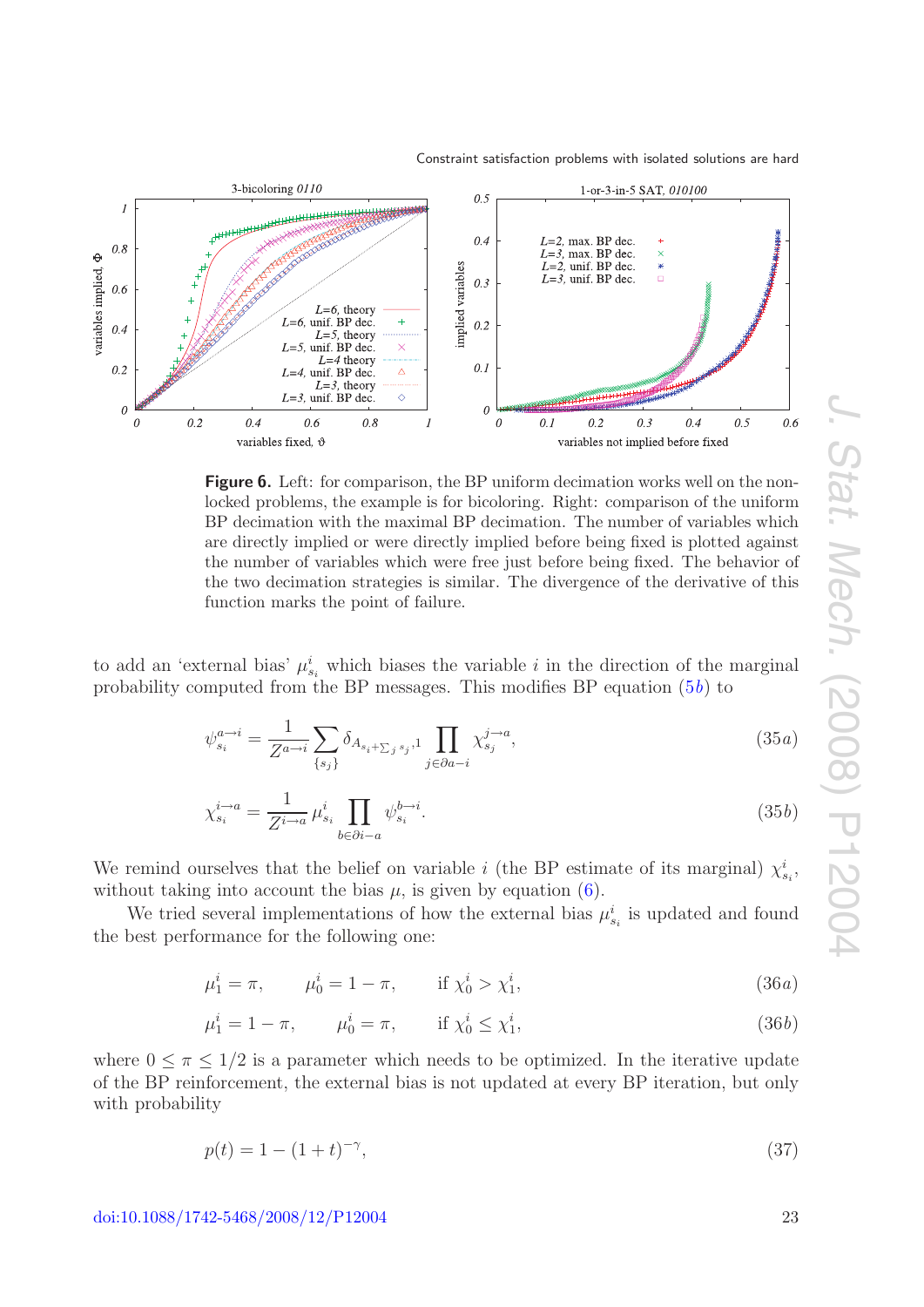**Figure 6.** Left: for comparison, the BP uniform decimation works well on the non-locked problems, the example is for bicoloring. Right: comparison of the uniform BP decimation with the maximal BP decimation. The number of variables which are directly implied or were directly implied just before being fixed is plotted against the number of variables which were free just before being fixed. The behavior of the two decimation strategies is similar. The divergence of the derivative of this function marks the point of failure.

to add an 'external bias' $\mu^i_{s_i}$ which biases the variable $i$ in the direction of the marginal probability computed from the BP messages. This modifies BP equation (5*b*) to

$$\psi^{a\to i}_{s_i} = \frac{1}{Z^{a\to i}} \sum_{\{s_j\}} \delta_{A_{s_i+\sum_j s_j},1} \prod_{j\in\partial a - i} \chi^{j\to a}_{s_j}, \tag{35a}$$

$$\chi^{i\to a}_{s_i} = \frac{1}{Z^{i\to a}} \mu^i_{s_i} \prod_{b\in\partial i - a} \psi^{b\to i}_{s_i}. \tag{35b}$$

We remind ourselves that the belief on variable $i$ (the BP estimate of its marginal) $\chi^i_{s_i}$, without taking into account the bias $\mu$, is given by equation (6).

We tried several implementations of how the external bias $\mu^i_{s_i}$ is updated and found the best performance for the following one:

$$\mu^i_1 = \pi, \qquad \mu^i_0 = 1-\pi, \qquad \text{if } \chi^i_0 > \chi^i_1, \tag{36a}$$

$$\mu^i_1 = 1-\pi, \qquad \mu^i_0 = \pi, \qquad \text{if } \chi^i_0 \le \chi^i_1, \tag{36b}$$

where $0 \le \pi \le 1/2$ is a parameter which needs to be optimized. In the iterative update of the BP reinforcement, the external bias is not updated at every BP iteration, but only with probability

$$p(t) = 1 - (1+t)^{-\gamma}, \tag{37}$$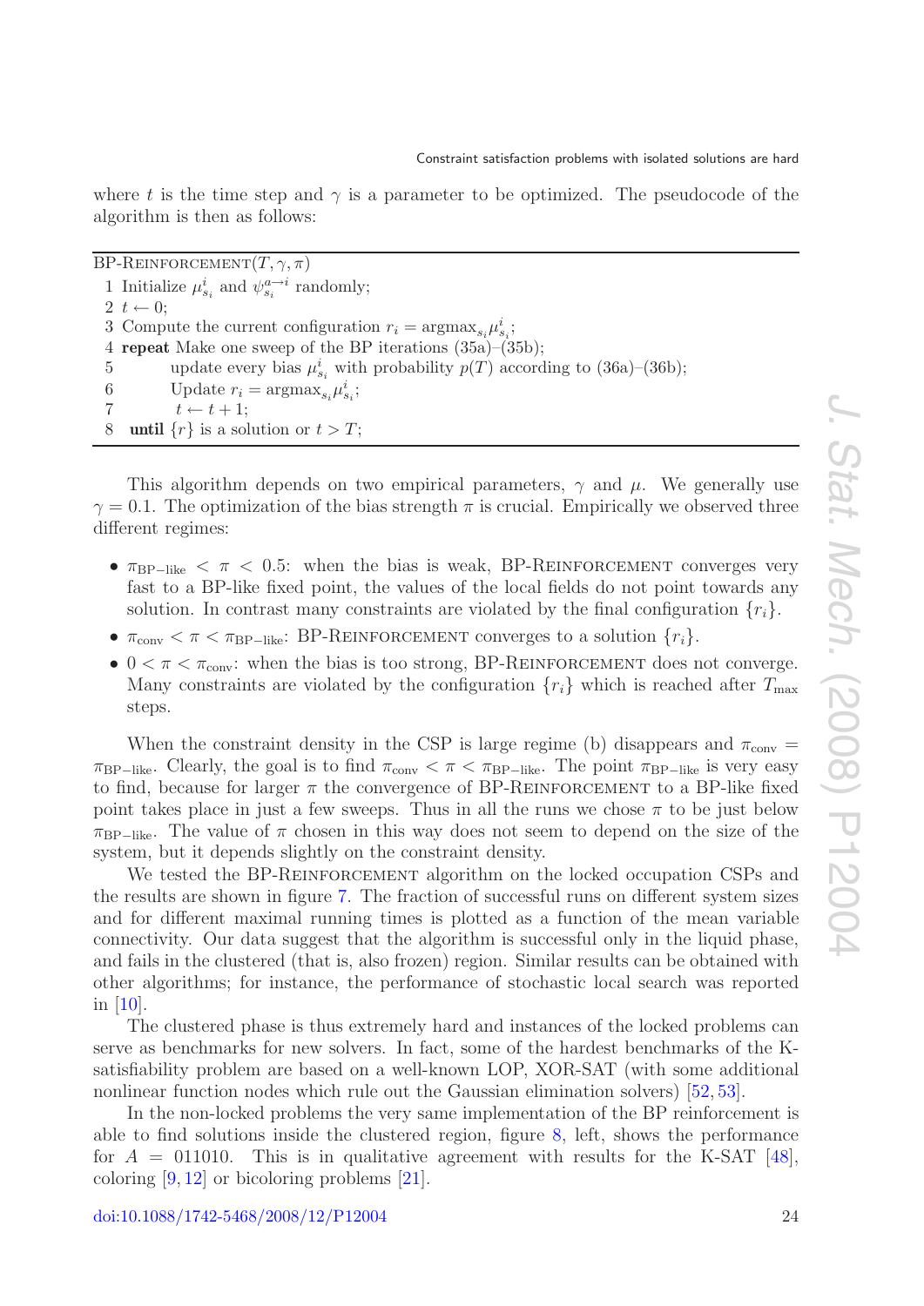where $t$ is the time step and $\gamma$ is a parameter to be optimized. The pseudocode of the algorithm is then as follows:

```
BP-REINFORCEMENT(T, γ, π)
1 Initialize μ^i_{s_i} and ψ^{a→i}_{s_i} randomly;
2 t ← 0;
3 Compute the current configuration r_i = argmax_{s_i} μ^i_{s_i};
4 repeat Make one sweep of the BP iterations (35a)–(35b);
5         update every bias μ^i_{s_i} with probability p(T) according to (36a)–(36b);
6         Update r_i = argmax_{s_i} μ^i_{s_i};
7          t ← t + 1;
8   until {r} is a solution or t > T;
```

This algorithm depends on two empirical parameters, $\gamma$ and $\mu$. We generally use $\gamma = 0.1$. The optimization of the bias strength $\pi$ is crucial. Empirically we observed three different regimes:

- $\pi_{\mathrm{BP-like}} < \pi < 0.5$: when the bias is weak, BP-Reinforcement converges very fast to a BP-like fixed point, the values of the local fields do not point towards any solution. In contrast many constraints are violated by the final configuration $\{r_i\}$.
- $\pi_{\mathrm{conv}} < \pi < \pi_{\mathrm{BP-like}}$: BP-Reinforcement converges to a solution $\{r_i\}$.
- $0 < \pi < \pi_{\mathrm{conv}}$: when the bias is too strong, BP-Reinforcement does not converge. Many constraints are violated by the configuration $\{r_i\}$ which is reached after $T_{\mathrm{max}}$ steps.

When the constraint density in the CSP is large regime (b) disappears and $\pi_{\mathrm{conv}} = \pi_{\mathrm{BP-like}}$. Clearly, the goal is to find $\pi_{\mathrm{conv}} < \pi < \pi_{\mathrm{BP-like}}$. The point $\pi_{\mathrm{BP-like}}$ is very easy to find, because for larger $\pi$ the convergence of BP-Reinforcement to a BP-like fixed point takes place in just a few sweeps. Thus in all the runs we chose $\pi$ to be just below $\pi_{\mathrm{BP-like}}$. The value of $\pi$ chosen in this way does not seem to depend on the size of the system, but it depends slightly on the constraint density.

We tested the BP-Reinforcement algorithm on the locked occupation CSPs and the results are shown in figure 7. The fraction of successful runs on different system sizes and for different maximal running times is plotted as a function of the mean variable connectivity. Our data suggest that the algorithm is successful only in the liquid phase, and fails in the clustered (that is, also frozen) region. Similar results can be obtained with other algorithms; for instance, the performance of stochastic local search was reported in [10].

The clustered phase is thus extremely hard and instances of the locked problems can serve as benchmarks for new solvers. In fact, some of the hardest benchmarks of the K-satisfiability problem are based on a well-known LOP, XOR-SAT (with some additional nonlinear function nodes which rule out the Gaussian elimination solvers) [52, 53].

In the non-locked problems the very same implementation of the BP reinforcement is able to find solutions inside the clustered region, figure 8, left, shows the performance for $A = 011010$. This is in qualitative agreement with results for the K-SAT [48], coloring [9, 12] or bicoloring problems [21].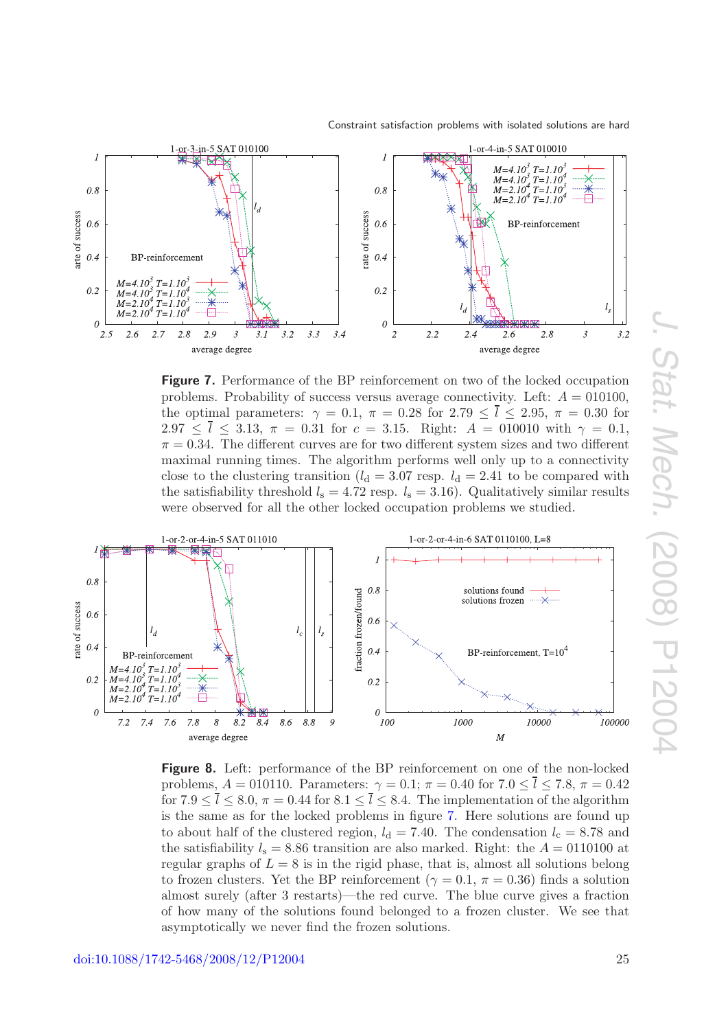**Figure 7.** Performance of the BP reinforcement on two of the locked occupation problems. Probability of success versus average connectivity. Left: $A = 010100$, the optimal parameters: $\gamma = 0.1$, $\pi = 0.28$ for $2.79 \leq \bar{l} \leq 2.95$, $\pi = 0.30$ for $2.97 \leq \bar{l} \leq 3.13$, $\pi = 0.31$ for $c = 3.15$. Right: $A = 010010$ with $\gamma = 0.1$, $\pi = 0.34$. The different curves are for two different system sizes and two different maximal running times. The algorithm performs well only up to a connectivity close to the clustering transition ($l_{\rm d} = 3.07$ resp. $l_{\rm d} = 2.41$ to be compared with the satisfiability threshold $l_{\rm s} = 4.72$ resp. $l_{\rm s} = 3.16$). Qualitatively similar results were observed for all the other locked occupation problems we studied.

**Figure 8.** Left: performance of the BP reinforcement on one of the non-locked problems, $A = 010110$. Parameters: $\gamma = 0.1$; $\pi = 0.40$ for $7.0 \leq \bar{l} \leq 7.8$, $\pi = 0.42$ for $7.9 \leq \bar{l} \leq 8.0$, $\pi = 0.44$ for $8.1 \leq \bar{l} \leq 8.4$. The implementation of the algorithm is the same as for the locked problems in figure 7. Here solutions are found up to about half of the clustered region, $l_{\rm d} = 7.40$. The condensation $l_{\rm c} = 8.78$ and the satisfiability $l_{\rm s} = 8.86$ transition are also marked. Right: the $A = 0110100$ at regular graphs of $L = 8$ is in the rigid phase, that is, almost all solutions belong to frozen clusters. Yet the BP reinforcement ($\gamma = 0.1$, $\pi = 0.36$) finds a solution almost surely (after 3 restarts)—the red curve. The blue curve gives a fraction of how many of the solutions found belonged to a frozen cluster. We see that asymptotically we never find the frozen solutions.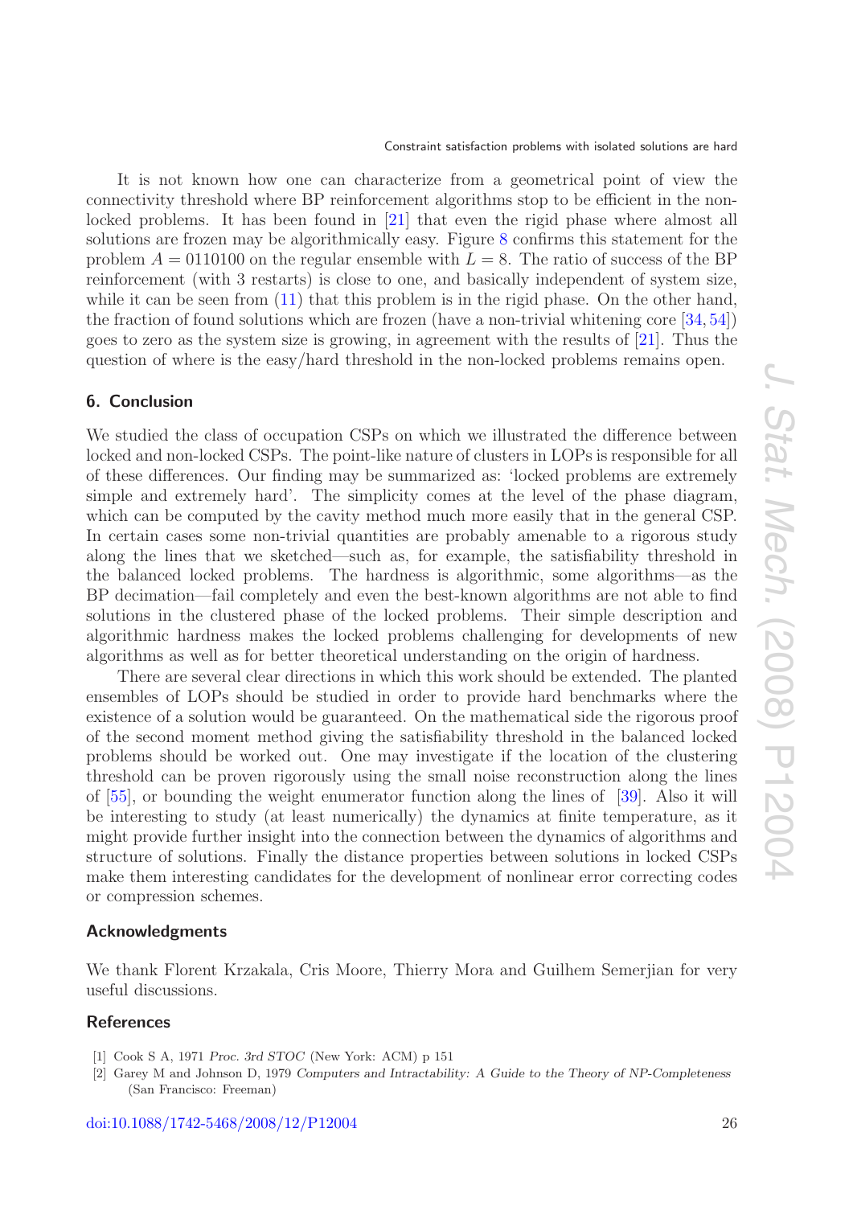It is not known how one can characterize from a geometrical point of view the connectivity threshold where BP reinforcement algorithms stop to be efficient in the non-locked problems. It has been found in [21] that even the rigid phase where almost all solutions are frozen may be algorithmically easy. Figure 8 confirms this statement for the problem $A = 0110100$ on the regular ensemble with $L = 8$. The ratio of success of the BP reinforcement (with 3 restarts) is close to one, and basically independent of system size, while it can be seen from (11) that this problem is in the rigid phase. On the other hand, the fraction of found solutions which are frozen (have a non-trivial whitening core [34, 54]) goes to zero as the system size is growing, in agreement with the results of [21]. Thus the question of where is the easy/hard threshold in the non-locked problems remains open.

## 6. Conclusion

We studied the class of occupation CSPs on which we illustrated the difference between locked and non-locked CSPs. The point-like nature of clusters in LOPs is responsible for all of these differences. Our finding may be summarized as: 'locked problems are extremely simple and extremely hard'. The simplicity comes at the level of the phase diagram, which can be computed by the cavity method much more easily that in the general CSP. In certain cases some non-trivial quantities are probably amenable to a rigorous study along the lines that we sketched—such as, for example, the satisfiability threshold in the balanced locked problems. The hardness is algorithmic, some algorithms—as the BP decimation—fail completely and even the best-known algorithms are not able to find solutions in the clustered phase of the locked problems. Their simple description and algorithmic hardness makes the locked problems challenging for developments of new algorithms as well as for better theoretical understanding on the origin of hardness.

There are several clear directions in which this work should be extended. The planted ensembles of LOPs should be studied in order to provide hard benchmarks where the existence of a solution would be guaranteed. On the mathematical side the rigorous proof of the second moment method giving the satisfiability threshold in the balanced locked problems should be worked out. One may investigate if the location of the clustering threshold can be proven rigorously using the small noise reconstruction along the lines of [55], or bounding the weight enumerator function along the lines of [39]. Also it will be interesting to study (at least numerically) the dynamics at finite temperature, as it might provide further insight into the connection between the dynamics of algorithms and structure of solutions. Finally the distance properties between solutions in locked CSPs make them interesting candidates for the development of nonlinear error correcting codes or compression schemes.

## Acknowledgments

We thank Florent Krzakala, Cris Moore, Thierry Mora and Guilhem Semerjian for very useful discussions.

## References

[1] Cook S A, 1971 *Proc. 3rd STOC* (New York: ACM) p 151

[2] Garey M and Johnson D, 1979 *Computers and Intractability: A Guide to the Theory of NP-Completeness* (San Francisco: Freeman)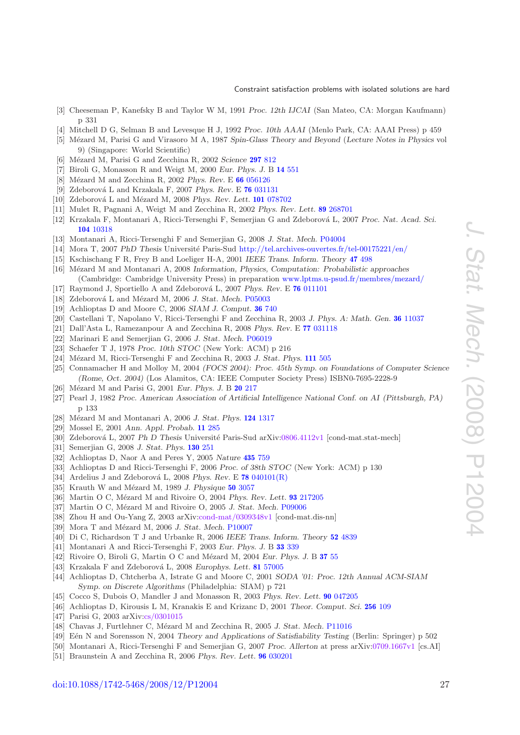[3] Cheeseman P, Kanefsky B and Taylor W M, 1991 *Proc. 12th IJCAI* (San Mateo, CA: Morgan Kaufmann) p 331

[4] Mitchell D G, Selman B and Levesque H J, 1992 *Proc. 10th AAAI* (Menlo Park, CA: AAAI Press) p 459

[5] Mézard M, Parisi G and Virasoro M A, 1987 *Spin-Glass Theory and Beyond* (*Lecture Notes in Physics* vol 9) (Singapore: World Scientific)

[6] Mézard M, Parisi G and Zecchina R, 2002 *Science* **297** 812

[7] Biroli G, Monasson R and Weigt M, 2000 *Eur. Phys. J.* B **14** 551

[8] Mézard M and Zecchina R, 2002 *Phys. Rev.* E **66** 056126

[9] Zdeborová L and Krzakala F, 2007 *Phys. Rev.* E **76** 031131

[10] Zdeborová L and Mézard M, 2008 *Phys. Rev. Lett.* **101** 078702

[11] Mulet R, Pagnani A, Weigt M and Zecchina R, 2002 *Phys. Rev. Lett.* **89** 268701

[12] Krzakala F, Montanari A, Ricci-Tersenghi F, Semerjian G and Zdeborová L, 2007 *Proc. Nat. Acad. Sci.* **104** 10318

[13] Montanari A, Ricci-Tersenghi F and Semerjian G, 2008 *J. Stat. Mech.* P04004

[14] Mora T, 2007 *PhD Thesis* Université Paris-Sud http://tel.archives-ouvertes.fr/tel-00175221/en/

[15] Kschischang F R, Frey B and Loeliger H-A, 2001 *IEEE Trans. Inform. Theory* **47** 498

[16] Mézard M and Montanari A, 2008 *Information, Physics, Computation: Probabilistic approaches* (Cambridge: Cambridge University Press) in preparation www.lptms.u-psud.fr/membres/mezard/

[17] Raymond J, Sportiello A and Zdeborová L, 2007 *Phys. Rev.* E **76** 011101

[18] Zdeborová L and Mézard M, 2006 *J. Stat. Mech.* P05003

[19] Achlioptas D and Moore C, 2006 *SIAM J. Comput.* **36** 740

[20] Castellani T, Napolano V, Ricci-Tersenghi F and Zecchina R, 2003 *J. Phys. A: Math. Gen.* **36** 11037

[21] Dall'Asta L, Ramezanpour A and Zecchina R, 2008 *Phys. Rev.* E **77** 031118

[22] Marinari E and Semerjian G, 2006 *J. Stat. Mech.* P06019

[23] Schaefer T J, 1978 *Proc. 10th STOC* (New York: ACM) p 216

[24] Mézard M, Ricci-Tersenghi F and Zecchina R, 2003 *J. Stat. Phys.* **111** 505

[25] Connamacher H and Molloy M, 2004 *(FOCS 2004): Proc. 45th Symp. on Foundations of Computer Science (Rome, Oct. 2004)* (Los Alamitos, CA: IEEE Computer Society Press) ISBN0-7695-2228-9

[26] Mézard M and Parisi G, 2001 *Eur. Phys. J.* B **20** 217

[27] Pearl J, 1982 *Proc. American Association of Artificial Intelligence National Conf. on AI (Pittsburgh, PA)* p 133

[28] Mézard M and Montanari A, 2006 *J. Stat. Phys.* **124** 1317

[29] Mossel E, 2001 *Ann. Appl. Probab.* **11** 285

[30] Zdeborová L, 2007 *Ph D Thesis* Université Paris-Sud arXiv:0806.4112v1 [cond-mat.stat-mech]

[31] Semerjian G, 2008 *J. Stat. Phys.* **130** 251

[32] Achlioptas D, Naor A and Peres Y, 2005 *Nature* **435** 759

[33] Achlioptas D and Ricci-Tersenghi F, 2006 *Proc. of 38th STOC* (New York: ACM) p 130

[34] Ardelius J and Zdeborová L, 2008 *Phys. Rev.* E **78** 040101(R)

[35] Krauth W and Mézard M, 1989 *J. Physique* **50** 3057

[36] Martin O C, Mézard M and Rivoire O, 2004 *Phys. Rev. Lett.* **93** 217205

[37] Martin O C, Mézard M and Rivoire O, 2005 *J. Stat. Mech.* P09006

[38] Zhou H and Ou-Yang Z, 2003 arXiv:cond-mat/0309348v1 [cond-mat.dis-nn]

[39] Mora T and Mézard M, 2006 *J. Stat. Mech.* P10007

[40] Di C, Richardson T J and Urbanke R, 2006 *IEEE Trans. Inform. Theory* **52** 4839

[41] Montanari A and Ricci-Tersenghi F, 2003 *Eur. Phys. J.* B **33** 339

[42] Rivoire O, Biroli G, Martin O C and Mézard M, 2004 *Eur. Phys. J.* B **37** 55

[43] Krzakala F and Zdeborová L, 2008 *Europhys. Lett.* **81** 57005

[44] Achlioptas D, Chtcherba A, Istrate G and Moore C, 2001 *SODA '01: Proc. 12th Annual ACM-SIAM Symp. on Discrete Algorithms* (Philadelphia: SIAM) p 721

[45] Cocco S, Dubois O, Mandler J and Monasson R, 2003 *Phys. Rev. Lett.* **90** 047205

[46] Achlioptas D, Kirousis L M, Kranakis E and Krizanc D, 2001 *Theor. Comput. Sci.* **256** 109

[47] Parisi G, 2003 arXiv:cs/0301015

[48] Chavas J, Furtlehner C, Mézard M and Zecchina R, 2005 *J. Stat. Mech.* P11016

[49] Eén N and Sorensson N, 2004 *Theory and Applications of Satisfiability Testing* (Berlin: Springer) p 502

[50] Montanari A, Ricci-Tersenghi F and Semerjian G, 2007 *Proc. Allerton* at press arXiv:0709.1667v1 [cs.AI]

[51] Braunstein A and Zecchina R, 2006 *Phys. Rev. Lett.* **96** 030201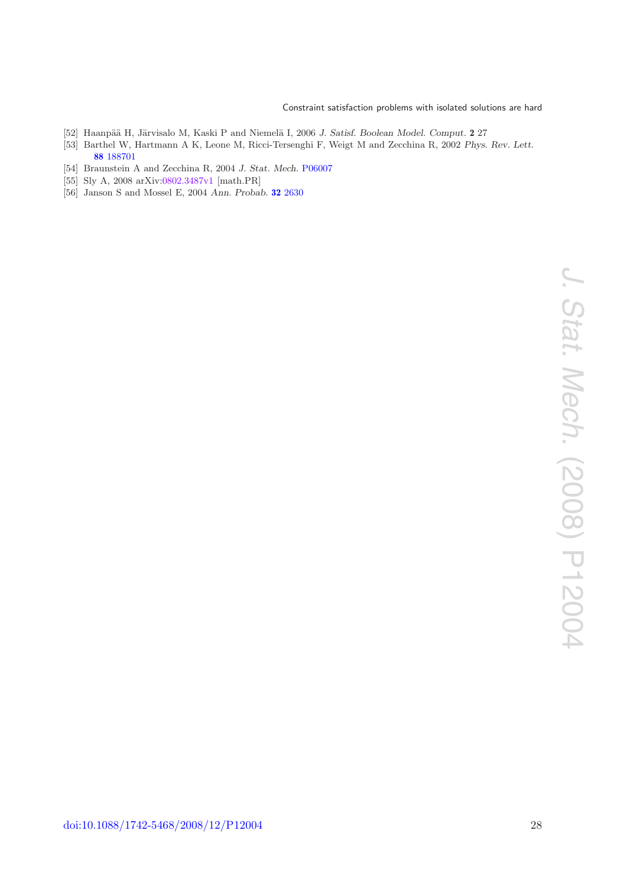[52] Haanpää H, Järvisalo M, Kaski P and Niemelä I, 2006 *J. Satisf. Boolean Model. Comput.* **2** 27

[53] Barthel W, Hartmann A K, Leone M, Ricci-Tersenghi F, Weigt M and Zecchina R, 2002 *Phys. Rev. Lett.* **88** 188701

[54] Braunstein A and Zecchina R, 2004 *J. Stat. Mech.* P06007

[55] Sly A, 2008 arXiv:0802.3487v1 [math.PR]

[56] Janson S and Mossel E, 2004 *Ann. Probab.* **32** 2630